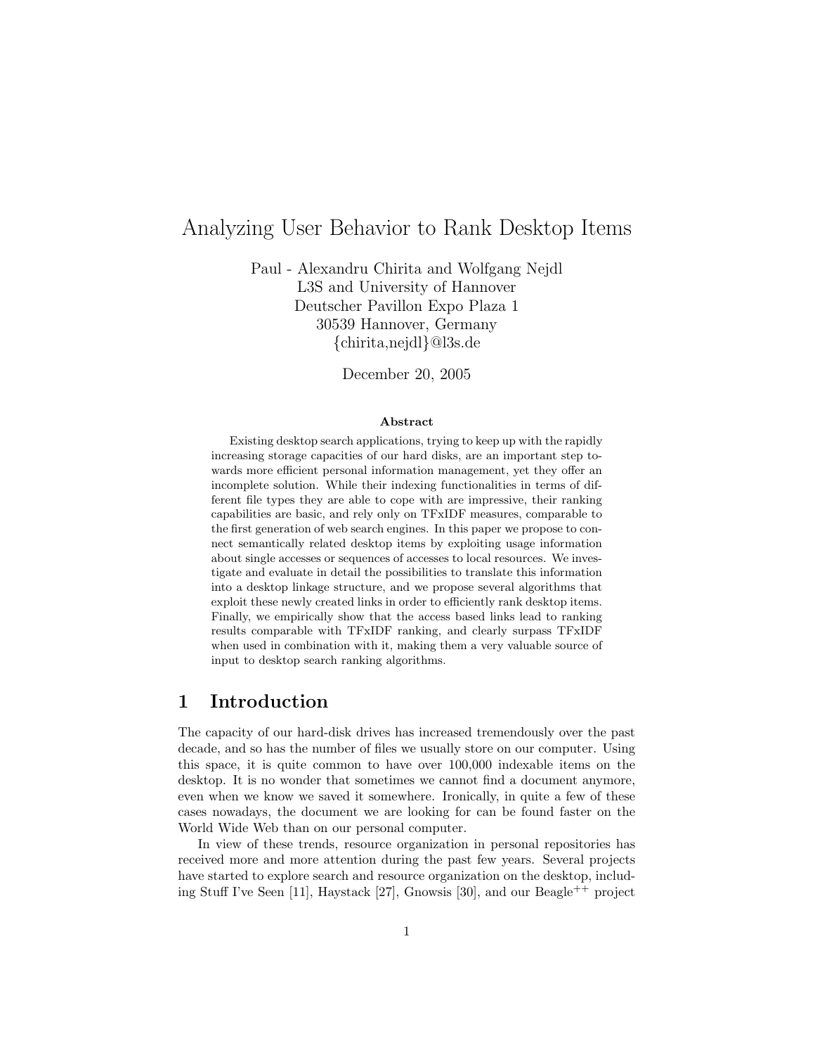# Analyzing User Behavior to Rank Desktop Items

Paul - Alexandru Chirita and Wolfgang Nejdl
L3S and University of Hannover
Deutscher Pavillon Expo Plaza 1
30539 Hannover, Germany
{chirita,nejdl}@l3s.de

December 20, 2005

**Abstract**

Existing desktop search applications, trying to keep up with the rapidly increasing storage capacities of our hard disks, are an important step towards more efficient personal information management, yet they offer an incomplete solution. While their indexing functionalities in terms of different file types they are able to cope with are impressive, their ranking capabilities are basic, and rely only on TFxIDF measures, comparable to the first generation of web search engines. In this paper we propose to connect semantically related desktop items by exploiting usage information about single accesses or sequences of accesses to local resources. We investigate and evaluate in detail the possibilities to translate this information into a desktop linkage structure, and we propose several algorithms that exploit these newly created links in order to efficiently rank desktop items. Finally, we empirically show that the access based links lead to ranking results comparable with TFxIDF ranking, and clearly surpass TFxIDF when used in combination with it, making them a very valuable source of input to desktop search ranking algorithms.

## 1 Introduction

The capacity of our hard-disk drives has increased tremendously over the past decade, and so has the number of files we usually store on our computer. Using this space, it is quite common to have over 100,000 indexable items on the desktop. It is no wonder that sometimes we cannot find a document anymore, even when we know we saved it somewhere. Ironically, in quite a few of these cases nowadays, the document we are looking for can be found faster on the World Wide Web than on our personal computer.

In view of these trends, resource organization in personal repositories has received more and more attention during the past few years. Several projects have started to explore search and resource organization on the desktop, including Stuff I've Seen [11], Haystack [27], Gnowsis [30], and our Beagle$^{++}$ project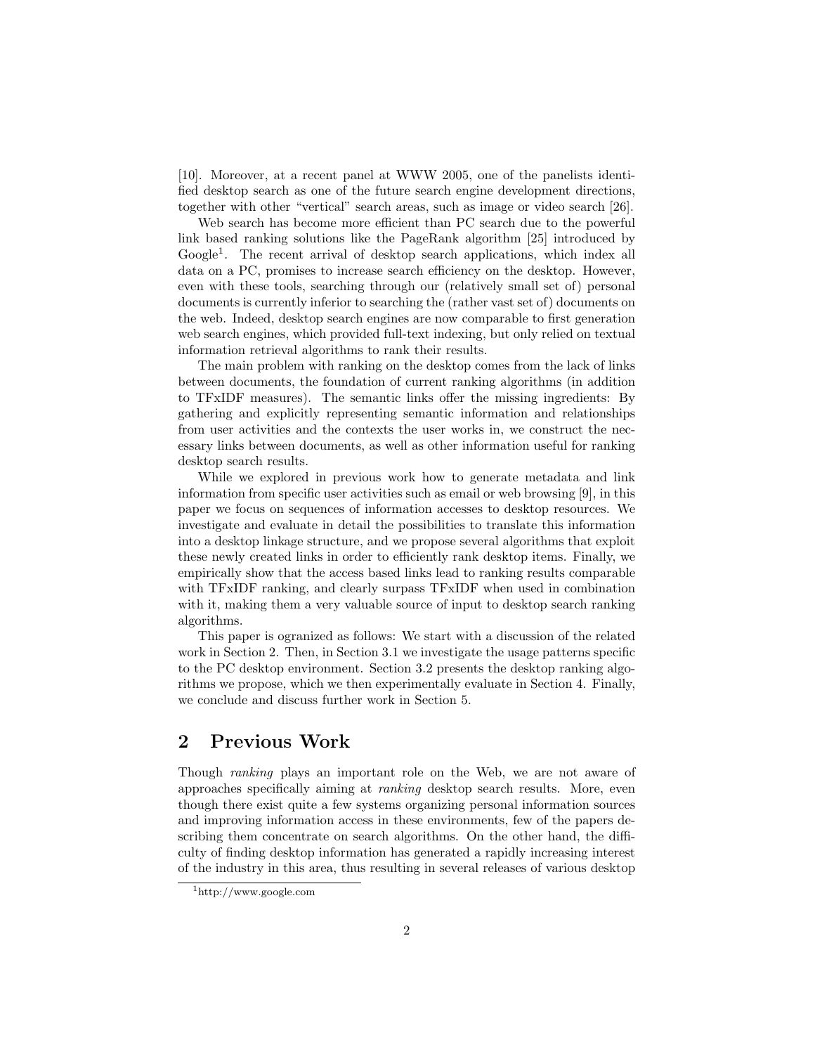[10]. Moreover, at a recent panel at WWW 2005, one of the panelists identified desktop search as one of the future search engine development directions, together with other "vertical" search areas, such as image or video search [26].

Web search has become more efficient than PC search due to the powerful link based ranking solutions like the PageRank algorithm [25] introduced by Google[1]. The recent arrival of desktop search applications, which index all data on a PC, promises to increase search efficiency on the desktop. However, even with these tools, searching through our (relatively small set of) personal documents is currently inferior to searching the (rather vast set of) documents on the web. Indeed, desktop search engines are now comparable to first generation web search engines, which provided full-text indexing, but only relied on textual information retrieval algorithms to rank their results.

The main problem with ranking on the desktop comes from the lack of links between documents, the foundation of current ranking algorithms (in addition to TFxIDF measures). The semantic links offer the missing ingredients: By gathering and explicitly representing semantic information and relationships from user activities and the contexts the user works in, we construct the necessary links between documents, as well as other information useful for ranking desktop search results.

While we explored in previous work how to generate metadata and link information from specific user activities such as email or web browsing [9], in this paper we focus on sequences of information accesses to desktop resources. We investigate and evaluate in detail the possibilities to translate this information into a desktop linkage structure, and we propose several algorithms that exploit these newly created links in order to efficiently rank desktop items. Finally, we empirically show that the access based links lead to ranking results comparable with TFxIDF ranking, and clearly surpass TFxIDF when used in combination with it, making them a very valuable source of input to desktop search ranking algorithms.

This paper is ogranized as follows: We start with a discussion of the related work in Section 2. Then, in Section 3.1 we investigate the usage patterns specific to the PC desktop environment. Section 3.2 presents the desktop ranking algorithms we propose, which we then experimentally evaluate in Section 4. Finally, we conclude and discuss further work in Section 5.

## 2 Previous Work

Though *ranking* plays an important role on the Web, we are not aware of approaches specifically aiming at *ranking* desktop search results. More, even though there exist quite a few systems organizing personal information sources and improving information access in these environments, few of the papers describing them concentrate on search algorithms. On the other hand, the difficulty of finding desktop information has generated a rapidly increasing interest of the industry in this area, thus resulting in several releases of various desktop

[1] http://www.google.com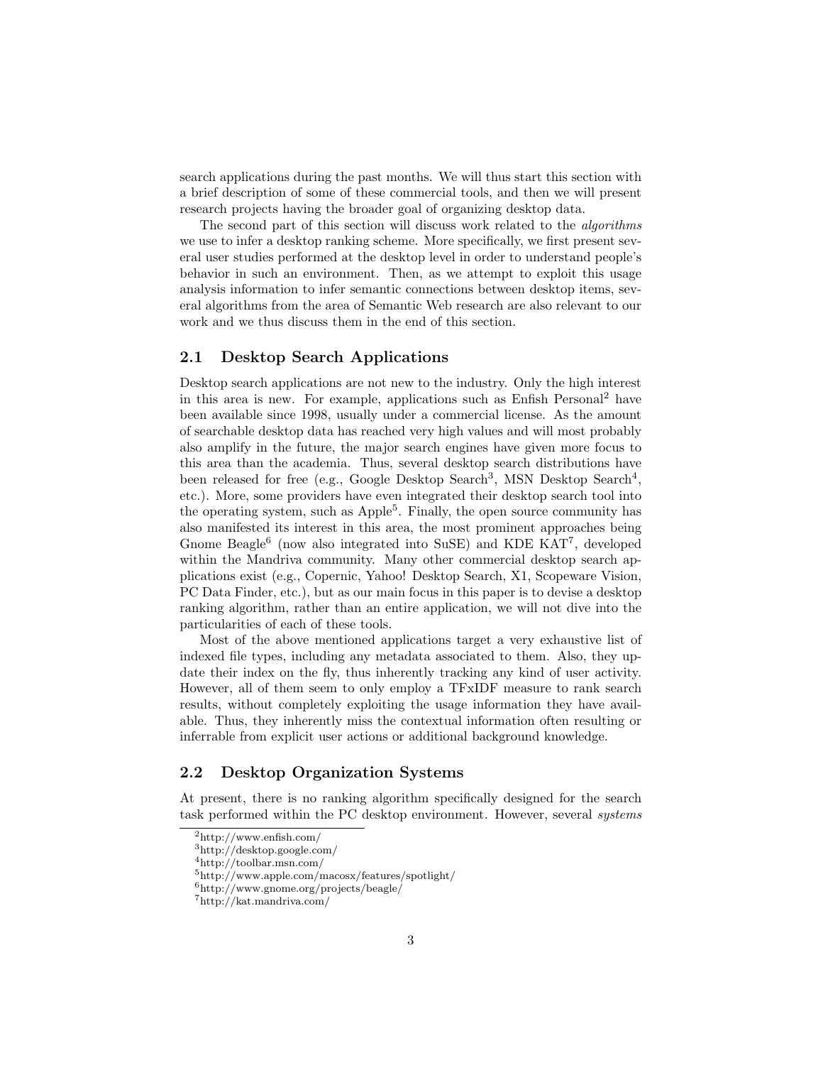search applications during the past months. We will thus start this section with a brief description of some of these commercial tools, and then we will present research projects having the broader goal of organizing desktop data.

The second part of this section will discuss work related to the *algorithms* we use to infer a desktop ranking scheme. More specifically, we first present several user studies performed at the desktop level in order to understand people's behavior in such an environment. Then, as we attempt to exploit this usage analysis information to infer semantic connections between desktop items, several algorithms from the area of Semantic Web research are also relevant to our work and we thus discuss them in the end of this section.

## 2.1 Desktop Search Applications

Desktop search applications are not new to the industry. Only the high interest in this area is new. For example, applications such as Enfish Personal[2] have been available since 1998, usually under a commercial license. As the amount of searchable desktop data has reached very high values and will most probably also amplify in the future, the major search engines have given more focus to this area than the academia. Thus, several desktop search distributions have been released for free (e.g., Google Desktop Search[3], MSN Desktop Search[4], etc.). More, some providers have even integrated their desktop search tool into the operating system, such as Apple[5]. Finally, the open source community has also manifested its interest in this area, the most prominent approaches being Gnome Beagle[6] (now also integrated into SuSE) and KDE KAT[7], developed within the Mandriva community. Many other commercial desktop search applications exist (e.g., Copernic, Yahoo! Desktop Search, X1, Scopeware Vision, PC Data Finder, etc.), but as our main focus in this paper is to devise a desktop ranking algorithm, rather than an entire application, we will not dive into the particularities of each of these tools.

Most of the above mentioned applications target a very exhaustive list of indexed file types, including any metadata associated to them. Also, they update their index on the fly, thus inherently tracking any kind of user activity. However, all of them seem to only employ a TFxIDF measure to rank search results, without completely exploiting the usage information they have available. Thus, they inherently miss the contextual information often resulting or inferrable from explicit user actions or additional background knowledge.

## 2.2 Desktop Organization Systems

At present, there is no ranking algorithm specifically designed for the search task performed within the PC desktop environment. However, several *systems*

---

[2] http://www.enfish.com/

[3] http://desktop.google.com/

[4] http://toolbar.msn.com/

[5] http://www.apple.com/macosx/features/spotlight/

[6] http://www.gnome.org/projects/beagle/

[7] http://kat.mandriva.com/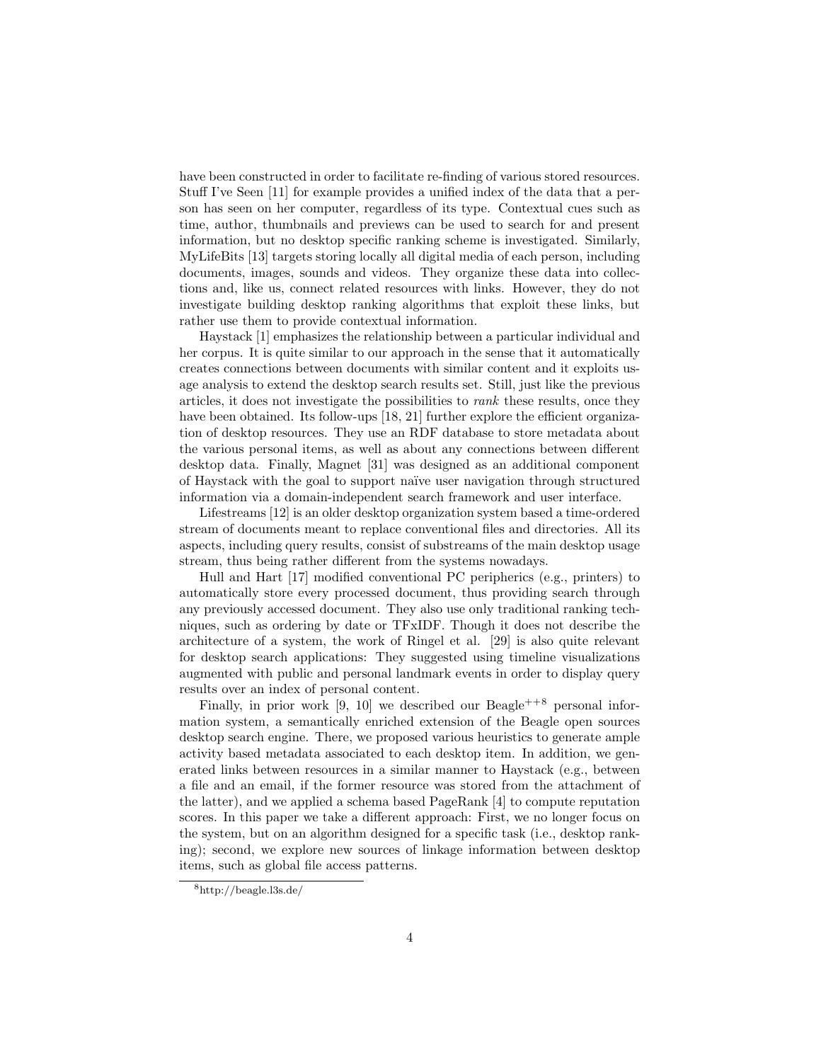have been constructed in order to facilitate re-finding of various stored resources. Stuff I've Seen [11] for example provides a unified index of the data that a person has seen on her computer, regardless of its type. Contextual cues such as time, author, thumbnails and previews can be used to search for and present information, but no desktop specific ranking scheme is investigated. Similarly, MyLifeBits [13] targets storing locally all digital media of each person, including documents, images, sounds and videos. They organize these data into collections and, like us, connect related resources with links. However, they do not investigate building desktop ranking algorithms that exploit these links, but rather use them to provide contextual information.

Haystack [1] emphasizes the relationship between a particular individual and her corpus. It is quite similar to our approach in the sense that it automatically creates connections between documents with similar content and it exploits usage analysis to extend the desktop search results set. Still, just like the previous articles, it does not investigate the possibilities to *rank* these results, once they have been obtained. Its follow-ups [18, 21] further explore the efficient organization of desktop resources. They use an RDF database to store metadata about the various personal items, as well as about any connections between different desktop data. Finally, Magnet [31] was designed as an additional component of Haystack with the goal to support naïve user navigation through structured information via a domain-independent search framework and user interface.

Lifestreams [12] is an older desktop organization system based a time-ordered stream of documents meant to replace conventional files and directories. All its aspects, including query results, consist of substreams of the main desktop usage stream, thus being rather different from the systems nowadays.

Hull and Hart [17] modified conventional PC peripherics (e.g., printers) to automatically store every processed document, thus providing search through any previously accessed document. They also use only traditional ranking techniques, such as ordering by date or TFxIDF. Though it does not describe the architecture of a system, the work of Ringel et al. [29] is also quite relevant for desktop search applications: They suggested using timeline visualizations augmented with public and personal landmark events in order to display query results over an index of personal content.

Finally, in prior work [9, 10] we described our Beagle$^{++}$[8] personal information system, a semantically enriched extension of the Beagle open sources desktop search engine. There, we proposed various heuristics to generate ample activity based metadata associated to each desktop item. In addition, we generated links between resources in a similar manner to Haystack (e.g., between a file and an email, if the former resource was stored from the attachment of the latter), and we applied a schema based PageRank [4] to compute reputation scores. In this paper we take a different approach: First, we no longer focus on the system, but on an algorithm designed for a specific task (i.e., desktop ranking); second, we explore new sources of linkage information between desktop items, such as global file access patterns.

[8] http://beagle.l3s.de/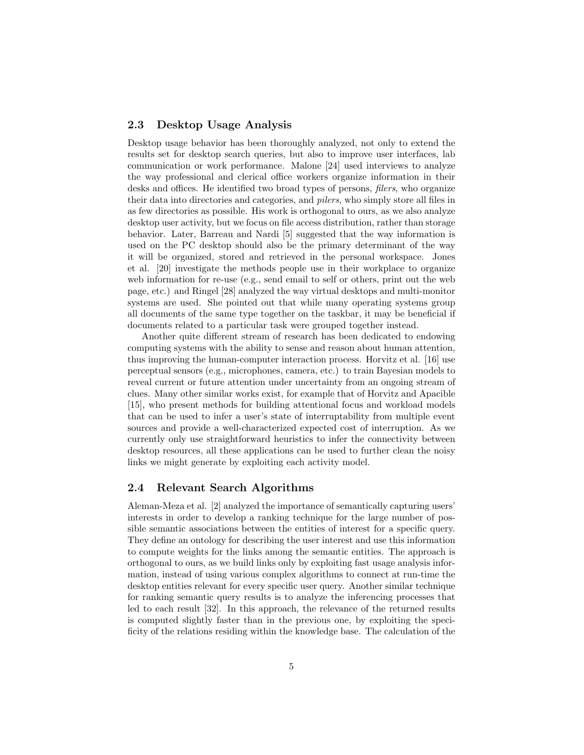### 2.3 Desktop Usage Analysis

Desktop usage behavior has been thoroughly analyzed, not only to extend the results set for desktop search queries, but also to improve user interfaces, lab communication or work performance. Malone [24] used interviews to analyze the way professional and clerical office workers organize information in their desks and offices. He identified two broad types of persons, *filers*, who organize their data into directories and categories, and *pilers*, who simply store all files in as few directories as possible. His work is orthogonal to ours, as we also analyze desktop user activity, but we focus on file access distribution, rather than storage behavior. Later, Barreau and Nardi [5] suggested that the way information is used on the PC desktop should also be the primary determinant of the way it will be organized, stored and retrieved in the personal workspace. Jones et al. [20] investigate the methods people use in their workplace to organize web information for re-use (e.g., send email to self or others, print out the web page, etc.) and Ringel [28] analyzed the way virtual desktops and multi-monitor systems are used. She pointed out that while many operating systems group all documents of the same type together on the taskbar, it may be beneficial if documents related to a particular task were grouped together instead.

Another quite different stream of research has been dedicated to endowing computing systems with the ability to sense and reason about human attention, thus improving the human-computer interaction process. Horvitz et al. [16] use perceptual sensors (e.g., microphones, camera, etc.) to train Bayesian models to reveal current or future attention under uncertainty from an ongoing stream of clues. Many other similar works exist, for example that of Horvitz and Apacible [15], who present methods for building attentional focus and workload models that can be used to infer a user's state of interruptability from multiple event sources and provide a well-characterized expected cost of interruption. As we currently only use straightforward heuristics to infer the connectivity between desktop resources, all these applications can be used to further clean the noisy links we might generate by exploiting each activity model.

### 2.4 Relevant Search Algorithms

Aleman-Meza et al. [2] analyzed the importance of semantically capturing users' interests in order to develop a ranking technique for the large number of possible semantic associations between the entities of interest for a specific query. They define an ontology for describing the user interest and use this information to compute weights for the links among the semantic entities. The approach is orthogonal to ours, as we build links only by exploiting fast usage analysis information, instead of using various complex algorithms to connect at run-time the desktop entities relevant for every specific user query. Another similar technique for ranking semantic query results is to analyze the inferencing processes that led to each result [32]. In this approach, the relevance of the returned results is computed slightly faster than in the previous one, by exploiting the specificity of the relations residing within the knowledge base. The calculation of the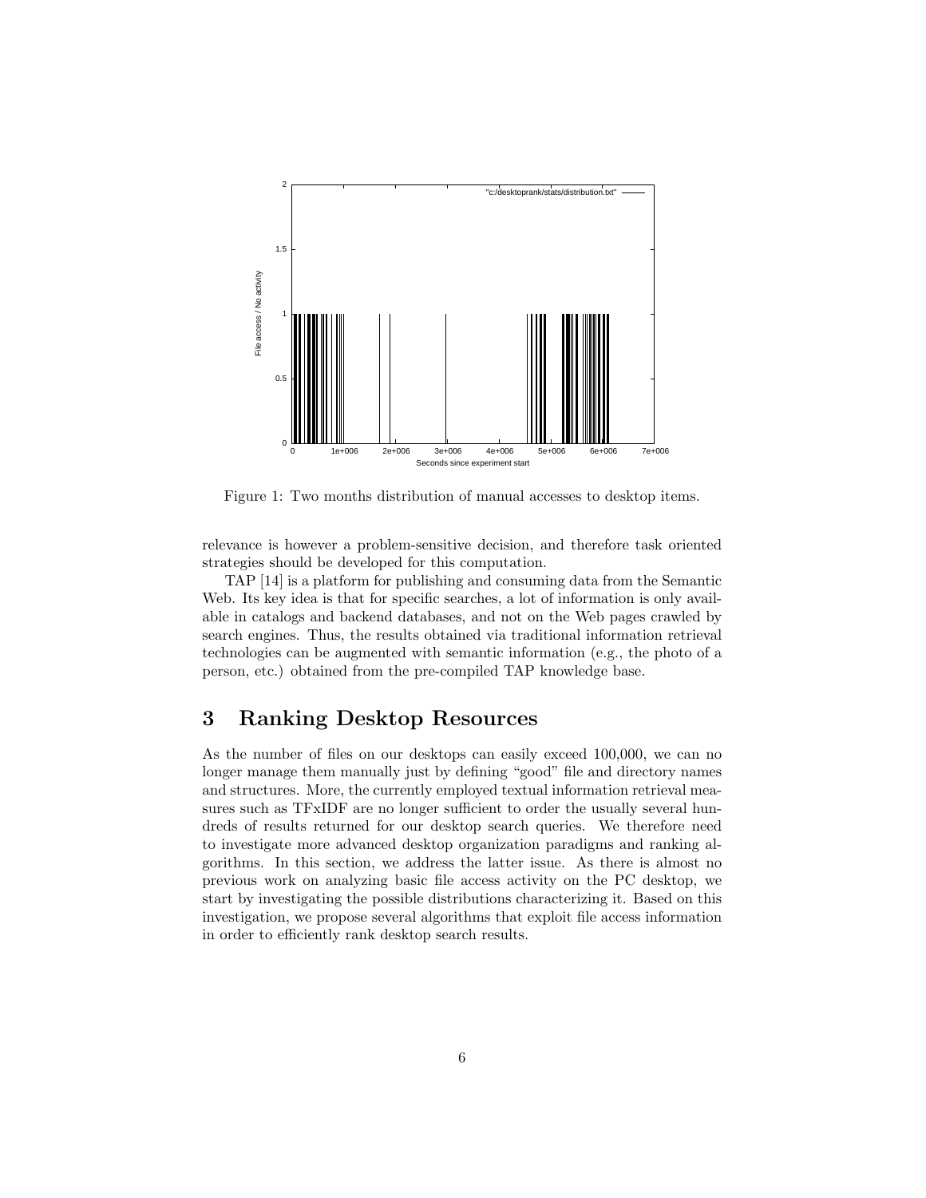Figure 1: Two months distribution of manual accesses to desktop items.

relevance is however a problem-sensitive decision, and therefore task oriented strategies should be developed for this computation.

TAP [14] is a platform for publishing and consuming data from the Semantic Web. Its key idea is that for specific searches, a lot of information is only available in catalogs and backend databases, and not on the Web pages crawled by search engines. Thus, the results obtained via traditional information retrieval technologies can be augmented with semantic information (e.g., the photo of a person, etc.) obtained from the pre-compiled TAP knowledge base.

# 3 Ranking Desktop Resources

As the number of files on our desktops can easily exceed 100,000, we can no longer manage them manually just by defining "good" file and directory names and structures. More, the currently employed textual information retrieval measures such as TFxIDF are no longer sufficient to order the usually several hundreds of results returned for our desktop search queries. We therefore need to investigate more advanced desktop organization paradigms and ranking algorithms. In this section, we address the latter issue. As there is almost no previous work on analyzing basic file access activity on the PC desktop, we start by investigating the possible distributions characterizing it. Based on this investigation, we propose several algorithms that exploit file access information in order to efficiently rank desktop search results.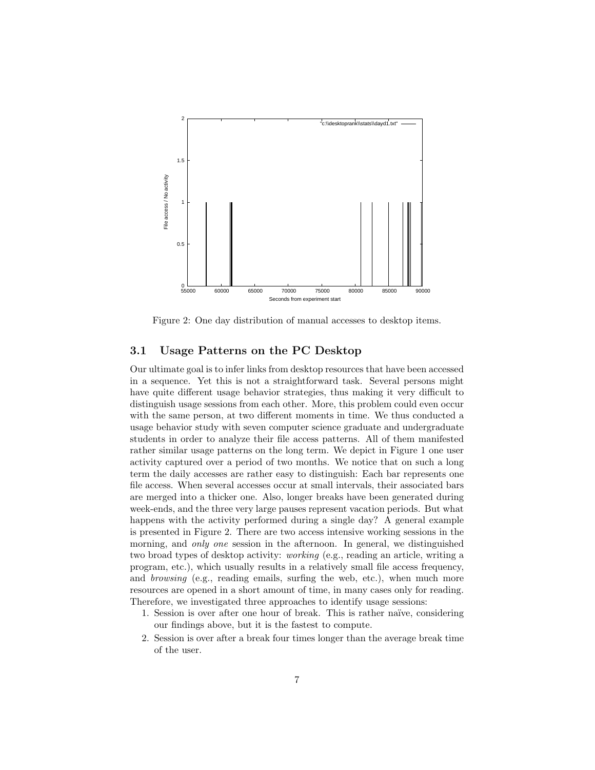Figure 2: One day distribution of manual accesses to desktop items.

### 3.1 Usage Patterns on the PC Desktop

Our ultimate goal is to infer links from desktop resources that have been accessed in a sequence. Yet this is not a straightforward task. Several persons might have quite different usage behavior strategies, thus making it very difficult to distinguish usage sessions from each other. More, this problem could even occur with the same person, at two different moments in time. We thus conducted a usage behavior study with seven computer science graduate and undergraduate students in order to analyze their file access patterns. All of them manifested rather similar usage patterns on the long term. We depict in Figure 1 one user activity captured over a period of two months. We notice that on such a long term the daily accesses are rather easy to distinguish: Each bar represents one file access. When several accesses occur at small intervals, their associated bars are merged into a thicker one. Also, longer breaks have been generated during week-ends, and the three very large pauses represent vacation periods. But what happens with the activity performed during a single day? A general example is presented in Figure 2. There are two access intensive working sessions in the morning, and *only one* session in the afternoon. In general, we distinguished two broad types of desktop activity: *working* (e.g., reading an article, writing a program, etc.), which usually results in a relatively small file access frequency, and *browsing* (e.g., reading emails, surfing the web, etc.), when much more resources are opened in a short amount of time, in many cases only for reading. Therefore, we investigated three approaches to identify usage sessions:

1. Session is over after one hour of break. This is rather naïve, considering our findings above, but it is the fastest to compute.
2. Session is over after a break four times longer than the average break time of the user.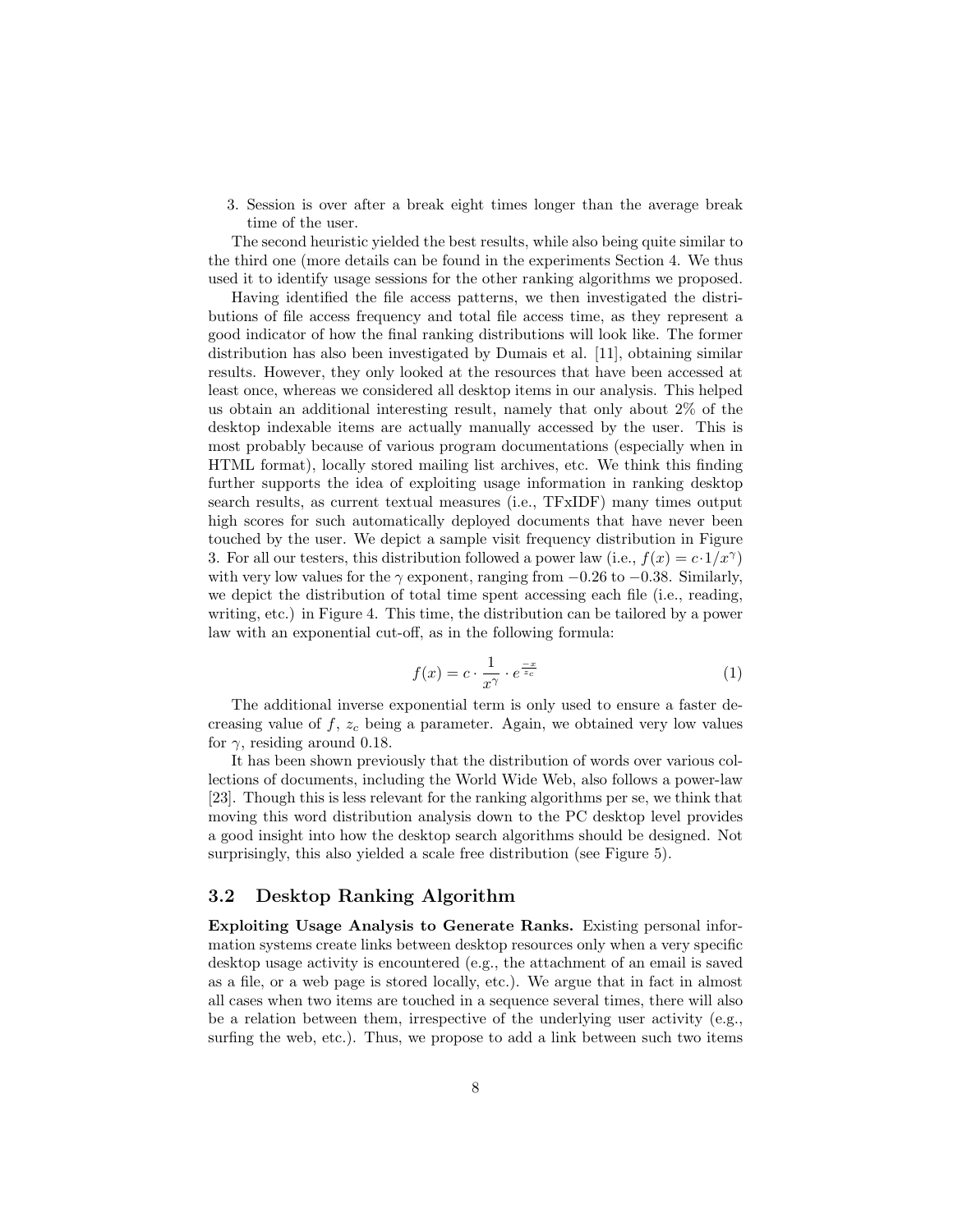3. Session is over after a break eight times longer than the average break time of the user.

The second heuristic yielded the best results, while also being quite similar to the third one (more details can be found in the experiments Section 4. We thus used it to identify usage sessions for the other ranking algorithms we proposed.

Having identified the file access patterns, we then investigated the distributions of file access frequency and total file access time, as they represent a good indicator of how the final ranking distributions will look like. The former distribution has also been investigated by Dumais et al. [11], obtaining similar results. However, they only looked at the resources that have been accessed at least once, whereas we considered all desktop items in our analysis. This helped us obtain an additional interesting result, namely that only about 2% of the desktop indexable items are actually manually accessed by the user. This is most probably because of various program documentations (especially when in HTML format), locally stored mailing list archives, etc. We think this finding further supports the idea of exploiting usage information in ranking desktop search results, as current textual measures (i.e., TFxIDF) many times output high scores for such automatically deployed documents that have never been touched by the user. We depict a sample visit frequency distribution in Figure 3. For all our testers, this distribution followed a power law (i.e., $f(x) = c \cdot 1/x^{\gamma}$) with very low values for the $\gamma$ exponent, ranging from $-0.26$ to $-0.38$. Similarly, we depict the distribution of total time spent accessing each file (i.e., reading, writing, etc.) in Figure 4. This time, the distribution can be tailored by a power law with an exponential cut-off, as in the following formula:

$$f(x) = c \cdot \frac{1}{x^{\gamma}} \cdot e^{\frac{-x}{z_c}} \tag{1}$$

The additional inverse exponential term is only used to ensure a faster decreasing value of $f$, $z_c$ being a parameter. Again, we obtained very low values for $\gamma$, residing around 0.18.

It has been shown previously that the distribution of words over various collections of documents, including the World Wide Web, also follows a power-law [23]. Though this is less relevant for the ranking algorithms per se, we think that moving this word distribution analysis down to the PC desktop level provides a good insight into how the desktop search algorithms should be designed. Not surprisingly, this also yielded a scale free distribution (see Figure 5).

## 3.2 Desktop Ranking Algorithm

**Exploiting Usage Analysis to Generate Ranks.** Existing personal information systems create links between desktop resources only when a very specific desktop usage activity is encountered (e.g., the attachment of an email is saved as a file, or a web page is stored locally, etc.). We argue that in fact in almost all cases when two items are touched in a sequence several times, there will also be a relation between them, irrespective of the underlying user activity (e.g., surfing the web, etc.). Thus, we propose to add a link between such two items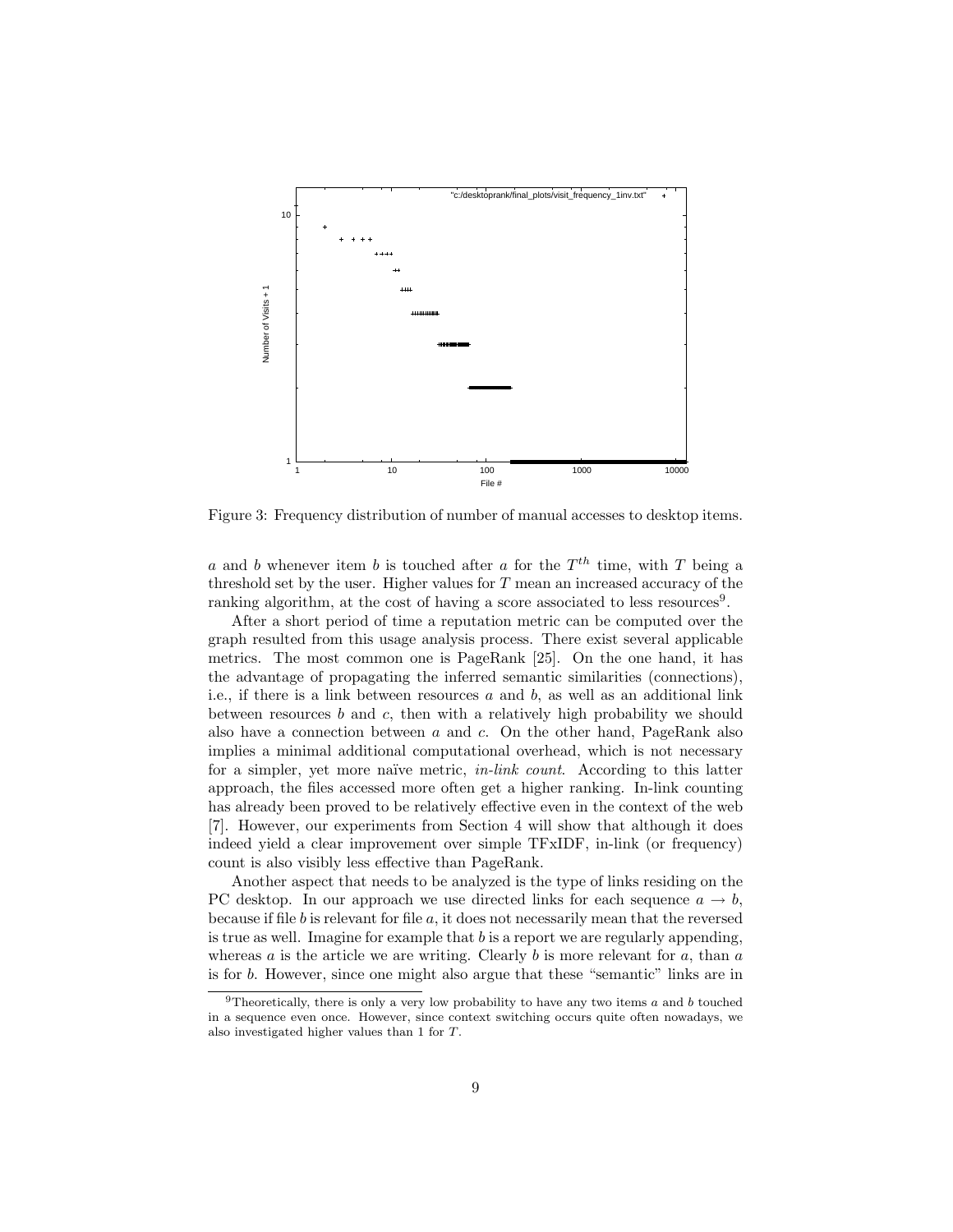Figure 3: Frequency distribution of number of manual accesses to desktop items.

$a$ and $b$ whenever item $b$ is touched after $a$ for the $T^{th}$ time, with $T$ being a threshold set by the user. Higher values for $T$ mean an increased accuracy of the ranking algorithm, at the cost of having a score associated to less resources[9].

After a short period of time a reputation metric can be computed over the graph resulted from this usage analysis process. There exist several applicable metrics. The most common one is PageRank [25]. On the one hand, it has the advantage of propagating the inferred semantic similarities (connections), i.e., if there is a link between resources $a$ and $b$, as well as an additional link between resources $b$ and $c$, then with a relatively high probability we should also have a connection between $a$ and $c$. On the other hand, PageRank also implies a minimal additional computational overhead, which is not necessary for a simpler, yet more naïve metric, *in-link count*. According to this latter approach, the files accessed more often get a higher ranking. In-link counting has already been proved to be relatively effective even in the context of the web [7]. However, our experiments from Section 4 will show that although it does indeed yield a clear improvement over simple TFxIDF, in-link (or frequency) count is also visibly less effective than PageRank.

Another aspect that needs to be analyzed is the type of links residing on the PC desktop. In our approach we use directed links for each sequence $a \rightarrow b$, because if file $b$ is relevant for file $a$, it does not necessarily mean that the reversed is true as well. Imagine for example that $b$ is a report we are regularly appending, whereas $a$ is the article we are writing. Clearly $b$ is more relevant for $a$, than $a$ is for $b$. However, since one might also argue that these "semantic" links are in

[9]Theoretically, there is only a very low probability to have any two items $a$ and $b$ touched in a sequence even once. However, since context switching occurs quite often nowadays, we also investigated higher values than 1 for $T$.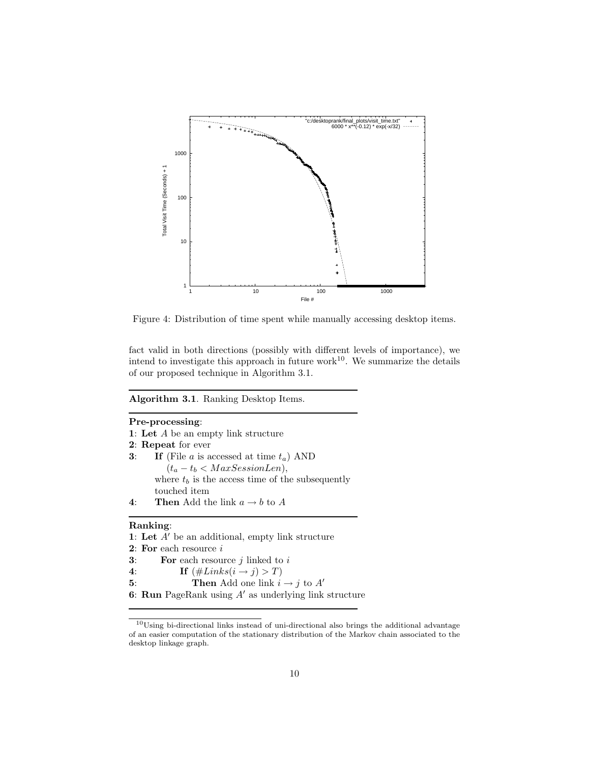Figure 4: Distribution of time spent while manually accessing desktop items.

fact valid in both directions (possibly with different levels of importance), we intend to investigate this approach in future work[10]. We summarize the details of our proposed technique in Algorithm 3.1.

---

**Algorithm 3.1**. Ranking Desktop Items.

---

**Pre-processing**:

**1**: **Let** $A$ be an empty link structure
**2**: **Repeat** for ever
**3**: **If** (File $a$ is accessed at time $t_a$) AND
$(t_a - t_b < MaxSessionLen)$,
where $t_b$ is the access time of the subsequently touched item
**4**: **Then** Add the link $a \rightarrow b$ to $A$

---

**Ranking**:

**1**: **Let** $A'$ be an additional, empty link structure
**2**: **For** each resource $i$
**3**: **For** each resource $j$ linked to $i$
**4**: **If** $(\#Links(i \rightarrow j) > T)$
**5**: **Then** Add one link $i \rightarrow j$ to $A'$
**6**: **Run** PageRank using $A'$ as underlying link structure

---

[10] Using bi-directional links instead of uni-directional also brings the additional advantage of an easier computation of the stationary distribution of the Markov chain associated to the desktop linkage graph.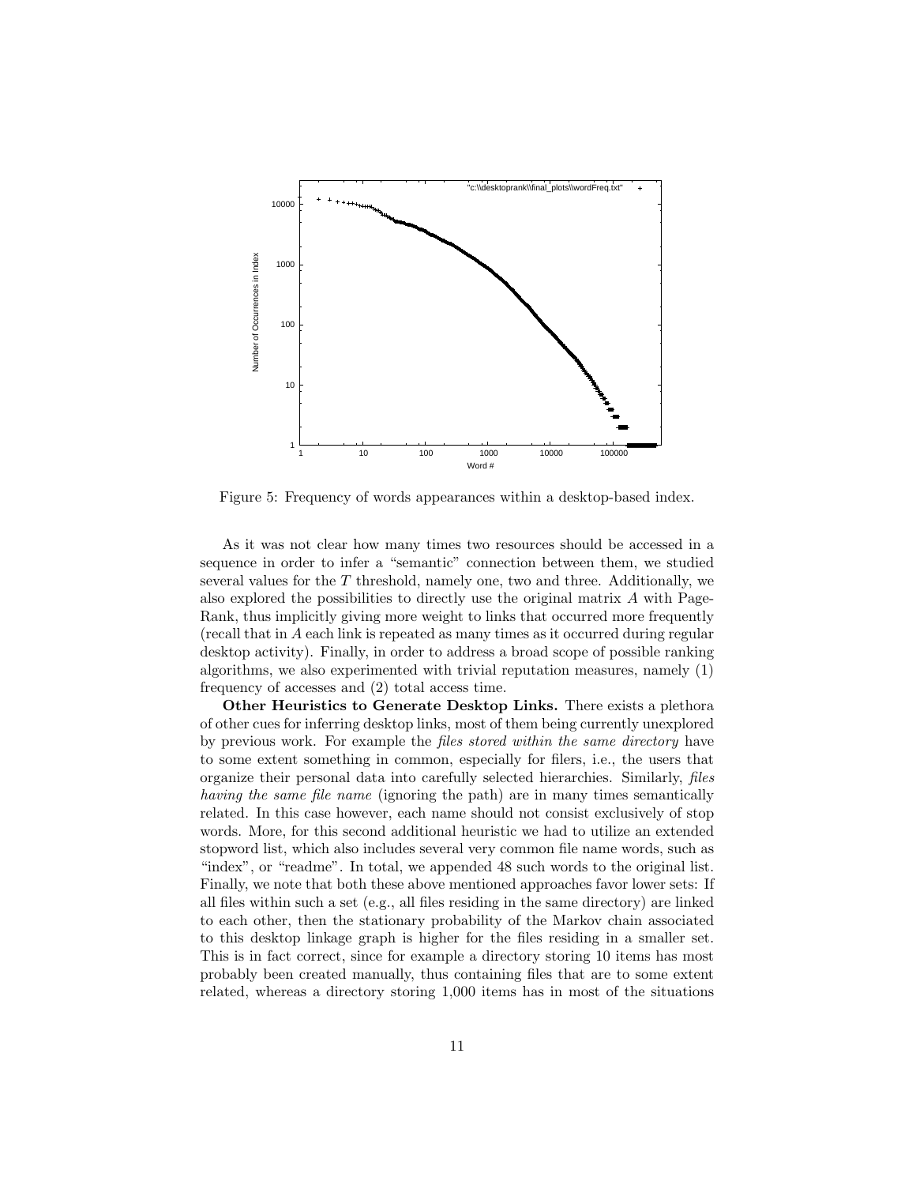Figure 5: Frequency of words appearances within a desktop-based index.

As it was not clear how many times two resources should be accessed in a sequence in order to infer a "semantic" connection between them, we studied several values for the $T$ threshold, namely one, two and three. Additionally, we also explored the possibilities to directly use the original matrix $A$ with PageRank, thus implicitly giving more weight to links that occurred more frequently (recall that in $A$ each link is repeated as many times as it occurred during regular desktop activity). Finally, in order to address a broad scope of possible ranking algorithms, we also experimented with trivial reputation measures, namely (1) frequency of accesses and (2) total access time.

**Other Heuristics to Generate Desktop Links.** There exists a plethora of other cues for inferring desktop links, most of them being currently unexplored by previous work. For example the *files stored within the same directory* have to some extent something in common, especially for filers, i.e., the users that organize their personal data into carefully selected hierarchies. Similarly, *files having the same file name* (ignoring the path) are in many times semantically related. In this case however, each name should not consist exclusively of stop words. More, for this second additional heuristic we had to utilize an extended stopword list, which also includes several very common file name words, such as "index", or "readme". In total, we appended 48 such words to the original list. Finally, we note that both these above mentioned approaches favor lower sets: If all files within such a set (e.g., all files residing in the same directory) are linked to each other, then the stationary probability of the Markov chain associated to this desktop linkage graph is higher for the files residing in a smaller set. This is in fact correct, since for example a directory storing 10 items has most probably been created manually, thus containing files that are to some extent related, whereas a directory storing 1,000 items has in most of the situations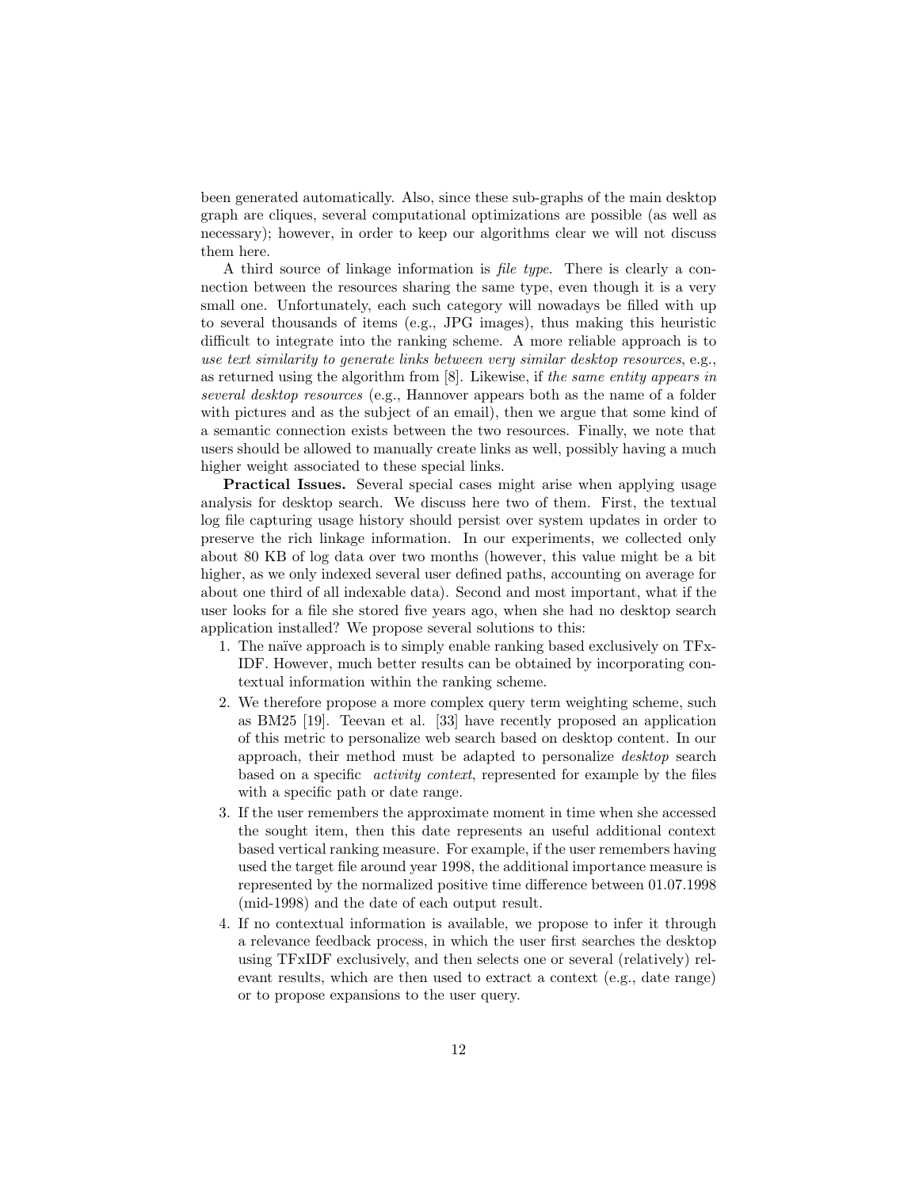been generated automatically. Also, since these sub-graphs of the main desktop graph are cliques, several computational optimizations are possible (as well as necessary); however, in order to keep our algorithms clear we will not discuss them here.

A third source of linkage information is *file type*. There is clearly a connection between the resources sharing the same type, even though it is a very small one. Unfortunately, each such category will nowadays be filled with up to several thousands of items (e.g., JPG images), thus making this heuristic difficult to integrate into the ranking scheme. A more reliable approach is to *use text similarity to generate links between very similar desktop resources*, e.g., as returned using the algorithm from [8]. Likewise, if *the same entity appears in several desktop resources* (e.g., Hannover appears both as the name of a folder with pictures and as the subject of an email), then we argue that some kind of a semantic connection exists between the two resources. Finally, we note that users should be allowed to manually create links as well, possibly having a much higher weight associated to these special links.

**Practical Issues.** Several special cases might arise when applying usage analysis for desktop search. We discuss here two of them. First, the textual log file capturing usage history should persist over system updates in order to preserve the rich linkage information. In our experiments, we collected only about 80 KB of log data over two months (however, this value might be a bit higher, as we only indexed several user defined paths, accounting on average for about one third of all indexable data). Second and most important, what if the user looks for a file she stored five years ago, when she had no desktop search application installed? We propose several solutions to this:

1. The naïve approach is to simply enable ranking based exclusively on TFxIDF. However, much better results can be obtained by incorporating contextual information within the ranking scheme.
2. We therefore propose a more complex query term weighting scheme, such as BM25 [19]. Teevan et al. [33] have recently proposed an application of this metric to personalize web search based on desktop content. In our approach, their method must be adapted to personalize *desktop* search based on a specific *activity context*, represented for example by the files with a specific path or date range.
3. If the user remembers the approximate moment in time when she accessed the sought item, then this date represents an useful additional context based vertical ranking measure. For example, if the user remembers having used the target file around year 1998, the additional importance measure is represented by the normalized positive time difference between 01.07.1998 (mid-1998) and the date of each output result.
4. If no contextual information is available, we propose to infer it through a relevance feedback process, in which the user first searches the desktop using TFxIDF exclusively, and then selects one or several (relatively) relevant results, which are then used to extract a context (e.g., date range) or to propose expansions to the user query.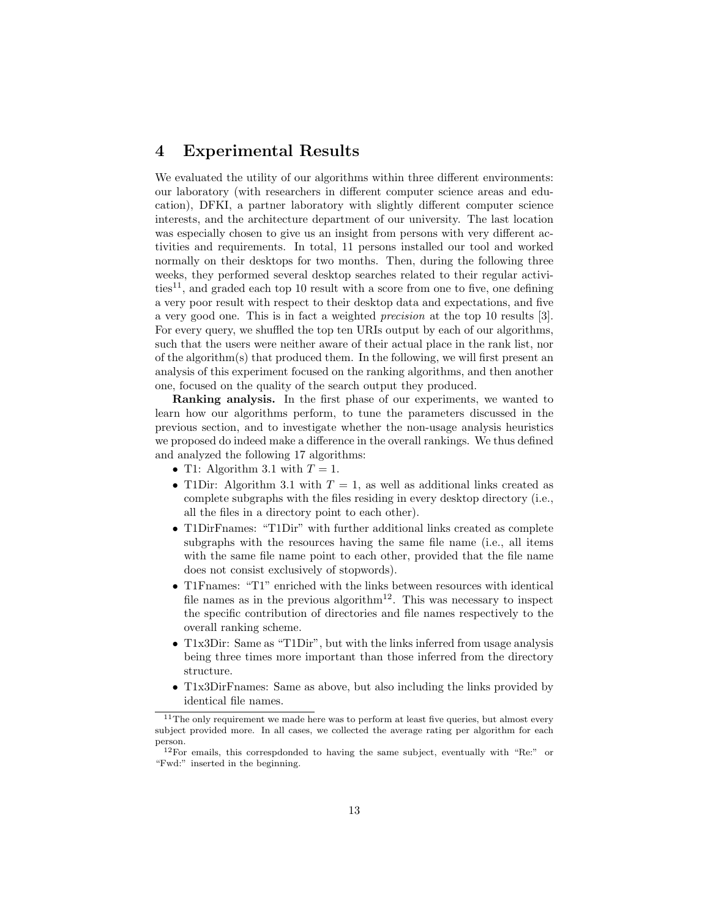## 4 Experimental Results

We evaluated the utility of our algorithms within three different environments: our laboratory (with researchers in different computer science areas and education), DFKI, a partner laboratory with slightly different computer science interests, and the architecture department of our university. The last location was especially chosen to give us an insight from persons with very different activities and requirements. In total, 11 persons installed our tool and worked normally on their desktops for two months. Then, during the following three weeks, they performed several desktop searches related to their regular activities[11], and graded each top 10 result with a score from one to five, one defining a very poor result with respect to their desktop data and expectations, and five a very good one. This is in fact a weighted *precision* at the top 10 results [3]. For every query, we shuffled the top ten URIs output by each of our algorithms, such that the users were neither aware of their actual place in the rank list, nor of the algorithm(s) that produced them. In the following, we will first present an analysis of this experiment focused on the ranking algorithms, and then another one, focused on the quality of the search output they produced.

**Ranking analysis.** In the first phase of our experiments, we wanted to learn how our algorithms perform, to tune the parameters discussed in the previous section, and to investigate whether the non-usage analysis heuristics we proposed do indeed make a difference in the overall rankings. We thus defined and analyzed the following 17 algorithms:

- T1: Algorithm 3.1 with $T = 1$.
- T1Dir: Algorithm 3.1 with $T = 1$, as well as additional links created as complete subgraphs with the files residing in every desktop directory (i.e., all the files in a directory point to each other).
- T1DirFnames: "T1Dir" with further additional links created as complete subgraphs with the resources having the same file name (i.e., all items with the same file name point to each other, provided that the file name does not consist exclusively of stopwords).
- T1Fnames: "T1" enriched with the links between resources with identical file names as in the previous algorithm[12]. This was necessary to inspect the specific contribution of directories and file names respectively to the overall ranking scheme.
- T1x3Dir: Same as "T1Dir", but with the links inferred from usage analysis being three times more important than those inferred from the directory structure.
- T1x3DirFnames: Same as above, but also including the links provided by identical file names.

[11] The only requirement we made here was to perform at least five queries, but almost every subject provided more. In all cases, we collected the average rating per algorithm for each person.

[12] For emails, this correspdonded to having the same subject, eventually with "Re:" or "Fwd:" inserted in the beginning.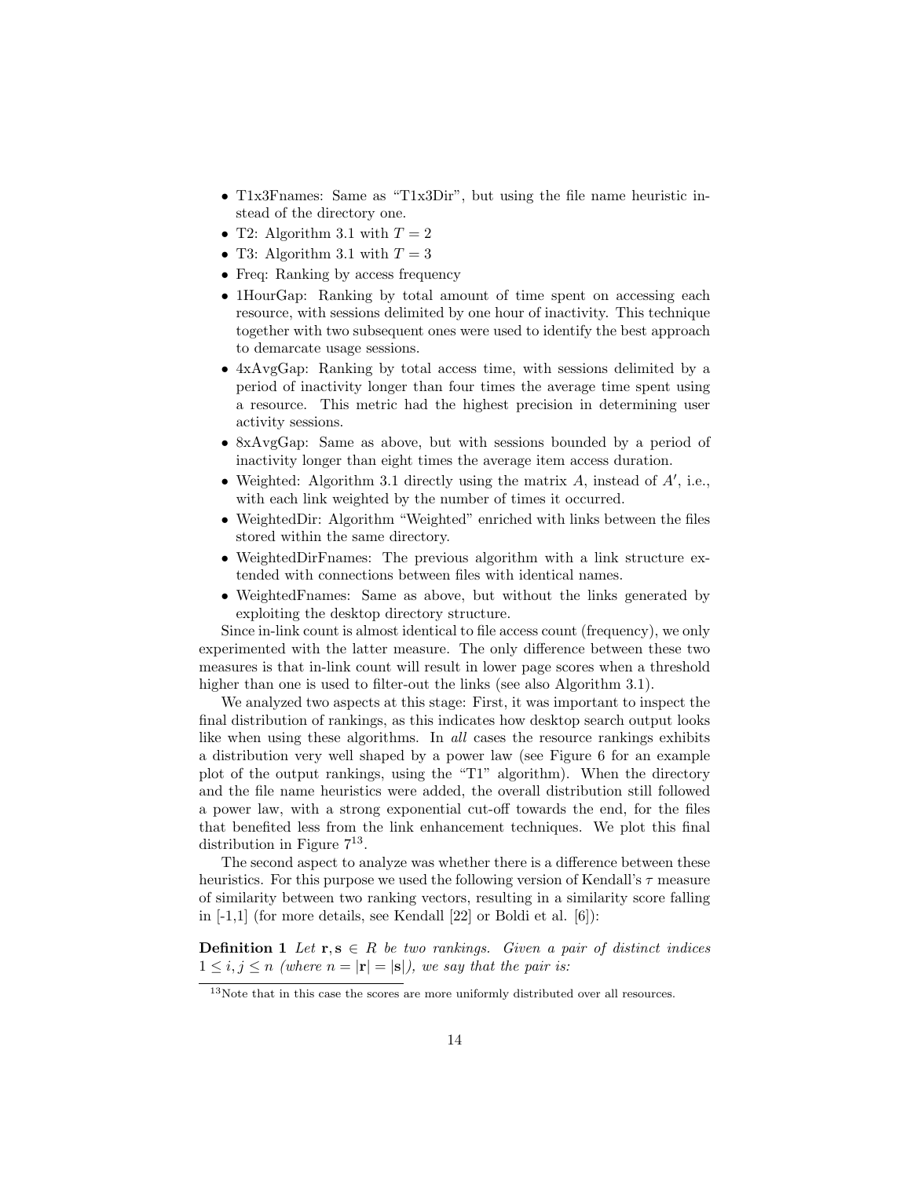- T1x3Fnames: Same as "T1x3Dir", but using the file name heuristic instead of the directory one.
- T2: Algorithm 3.1 with $T = 2$
- T3: Algorithm 3.1 with $T = 3$
- Freq: Ranking by access frequency
- 1HourGap: Ranking by total amount of time spent on accessing each resource, with sessions delimited by one hour of inactivity. This technique together with two subsequent ones were used to identify the best approach to demarcate usage sessions.
- 4xAvgGap: Ranking by total access time, with sessions delimited by a period of inactivity longer than four times the average time spent using a resource. This metric had the highest precision in determining user activity sessions.
- 8xAvgGap: Same as above, but with sessions bounded by a period of inactivity longer than eight times the average item access duration.
- Weighted: Algorithm 3.1 directly using the matrix $A$, instead of $A'$, i.e., with each link weighted by the number of times it occurred.
- WeightedDir: Algorithm "Weighted" enriched with links between the files stored within the same directory.
- WeightedDirFnames: The previous algorithm with a link structure extended with connections between files with identical names.
- WeightedFnames: Same as above, but without the links generated by exploiting the desktop directory structure.

Since in-link count is almost identical to file access count (frequency), we only experimented with the latter measure. The only difference between these two measures is that in-link count will result in lower page scores when a threshold higher than one is used to filter-out the links (see also Algorithm 3.1).

We analyzed two aspects at this stage: First, it was important to inspect the final distribution of rankings, as this indicates how desktop search output looks like when using these algorithms. In *all* cases the resource rankings exhibits a distribution very well shaped by a power law (see Figure 6 for an example plot of the output rankings, using the "T1" algorithm). When the directory and the file name heuristics were added, the overall distribution still followed a power law, with a strong exponential cut-off towards the end, for the files that benefited less from the link enhancement techniques. We plot this final distribution in Figure 7[13].

The second aspect to analyze was whether there is a difference between these heuristics. For this purpose we used the following version of Kendall's $\tau$ measure of similarity between two ranking vectors, resulting in a similarity score falling in [-1,1] (for more details, see Kendall [22] or Boldi et al. [6]):

**Definition 1** *Let $\mathbf{r}, \mathbf{s} \in R$ be two rankings. Given a pair of distinct indices $1 \le i, j \le n$ (where $n = |\mathbf{r}| = |\mathbf{s}|$), we say that the pair is:*

[13] Note that in this case the scores are more uniformly distributed over all resources.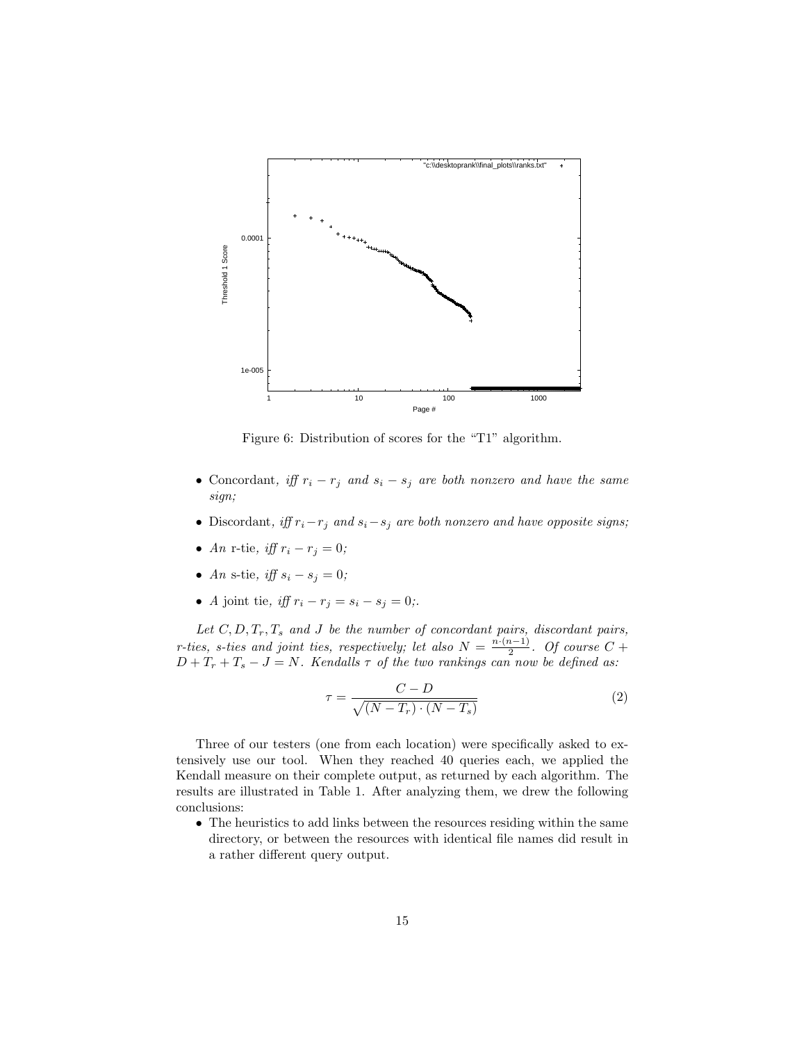Figure 6: Distribution of scores for the "T1" algorithm.

- Concordant, *iff* $r_i - r_j$ *and* $s_i - s_j$ *are both nonzero and have the same sign;*
- Discordant, *iff* $r_i - r_j$ *and* $s_i - s_j$ *are both nonzero and have opposite signs;*
- *An* r-tie, *iff* $r_i - r_j = 0$*;*
- *An* s-tie, *iff* $s_i - s_j = 0$*;*
- *A* joint tie, *iff* $r_i - r_j = s_i - s_j = 0$*;.*

*Let* $C, D, T_r, T_s$ *and* $J$ *be the number of concordant pairs, discordant pairs, r-ties, s-ties and joint ties, respectively; let also* $N = \frac{n \cdot (n-1)}{2}$*. Of course* $C + D + T_r + T_s - J = N$*. Kendalls* $\tau$ *of the two rankings can now be defined as:*

$$\tau = \frac{C - D}{\sqrt{(N - T_r) \cdot (N - T_s)}} \tag{2}$$

Three of our testers (one from each location) were specifically asked to extensively use our tool. When they reached 40 queries each, we applied the Kendall measure on their complete output, as returned by each algorithm. The results are illustrated in Table 1. After analyzing them, we drew the following conclusions:

- The heuristics to add links between the resources residing within the same directory, or between the resources with identical file names did result in a rather different query output.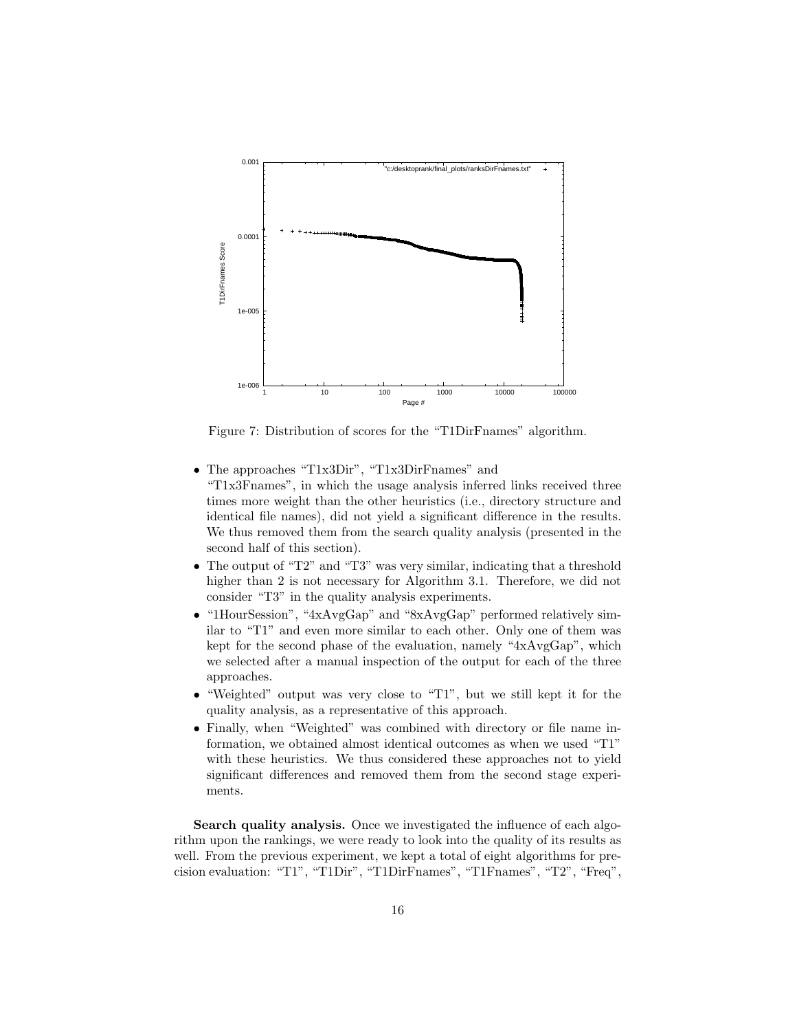Figure 7: Distribution of scores for the "T1DirFnames" algorithm.

- The approaches "T1x3Dir", "T1x3DirFnames" and "T1x3Fnames", in which the usage analysis inferred links received three times more weight than the other heuristics (i.e., directory structure and identical file names), did not yield a significant difference in the results. We thus removed them from the search quality analysis (presented in the second half of this section).
- The output of "T2" and "T3" was very similar, indicating that a threshold higher than 2 is not necessary for Algorithm 3.1. Therefore, we did not consider "T3" in the quality analysis experiments.
- "1HourSession", "4xAvgGap" and "8xAvgGap" performed relatively similar to "T1" and even more similar to each other. Only one of them was kept for the second phase of the evaluation, namely "4xAvgGap", which we selected after a manual inspection of the output for each of the three approaches.
- "Weighted" output was very close to "T1", but we still kept it for the quality analysis, as a representative of this approach.
- Finally, when "Weighted" was combined with directory or file name information, we obtained almost identical outcomes as when we used "T1" with these heuristics. We thus considered these approaches not to yield significant differences and removed them from the second stage experiments.

**Search quality analysis.** Once we investigated the influence of each algorithm upon the rankings, we were ready to look into the quality of its results as well. From the previous experiment, we kept a total of eight algorithms for precision evaluation: "T1", "T1Dir", "T1DirFnames", "T1Fnames", "T2", "Freq",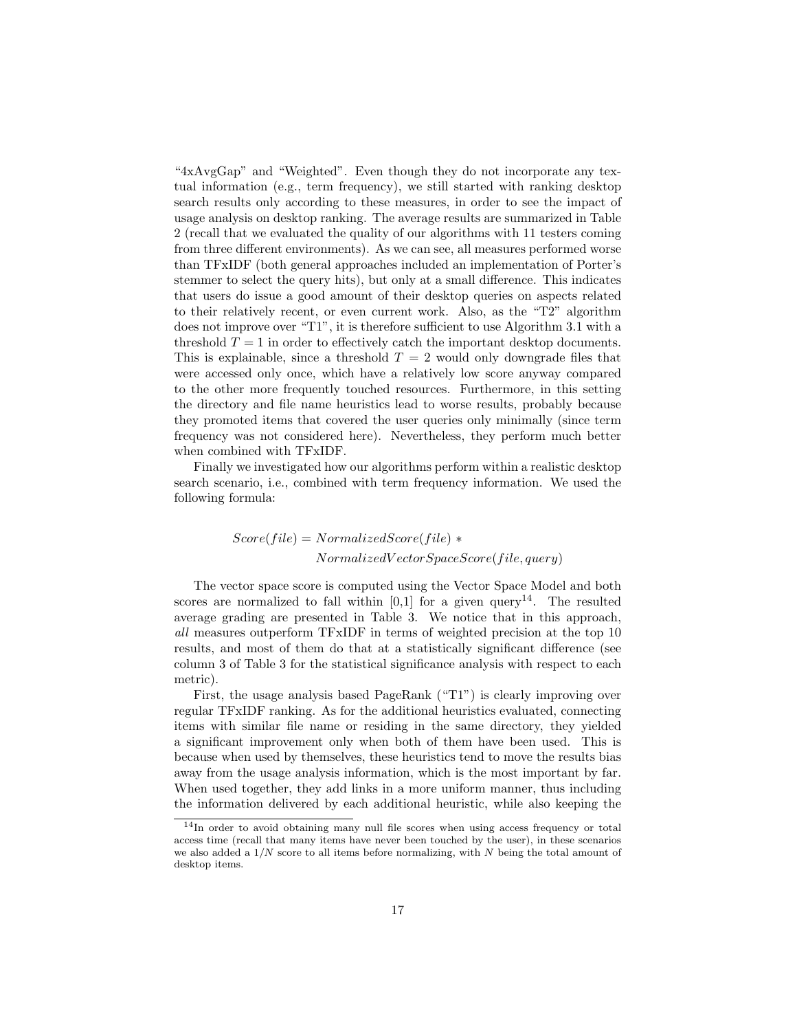"4xAvgGap" and "Weighted". Even though they do not incorporate any textual information (e.g., term frequency), we still started with ranking desktop search results only according to these measures, in order to see the impact of usage analysis on desktop ranking. The average results are summarized in Table 2 (recall that we evaluated the quality of our algorithms with 11 testers coming from three different environments). As we can see, all measures performed worse than TFxIDF (both general approaches included an implementation of Porter's stemmer to select the query hits), but only at a small difference. This indicates that users do issue a good amount of their desktop queries on aspects related to their relatively recent, or even current work. Also, as the "T2" algorithm does not improve over "T1", it is therefore sufficient to use Algorithm 3.1 with a threshold $T = 1$ in order to effectively catch the important desktop documents. This is explainable, since a threshold $T = 2$ would only downgrade files that were accessed only once, which have a relatively low score anyway compared to the other more frequently touched resources. Furthermore, in this setting the directory and file name heuristics lead to worse results, probably because they promoted items that covered the user queries only minimally (since term frequency was not considered here). Nevertheless, they perform much better when combined with TFxIDF.

Finally we investigated how our algorithms perform within a realistic desktop search scenario, i.e., combined with term frequency information. We used the following formula:

$$Score(file) = NormalizedScore(file) * \\ NormalizedVectorSpaceScore(file, query)$$

The vector space score is computed using the Vector Space Model and both scores are normalized to fall within [0,1] for a given query[14]. The resulted average grading are presented in Table 3. We notice that in this approach, *all* measures outperform TFxIDF in terms of weighted precision at the top 10 results, and most of them do that at a statistically significant difference (see column 3 of Table 3 for the statistical significance analysis with respect to each metric).

First, the usage analysis based PageRank ("T1") is clearly improving over regular TFxIDF ranking. As for the additional heuristics evaluated, connecting items with similar file name or residing in the same directory, they yielded a significant improvement only when both of them have been used. This is because when used by themselves, these heuristics tend to move the results bias away from the usage analysis information, which is the most important by far. When used together, they add links in a more uniform manner, thus including the information delivered by each additional heuristic, while also keeping the

[14] In order to avoid obtaining many null file scores when using access frequency or total access time (recall that many items have never been touched by the user), in these scenarios we also added a $1/N$ score to all items before normalizing, with $N$ being the total amount of desktop items.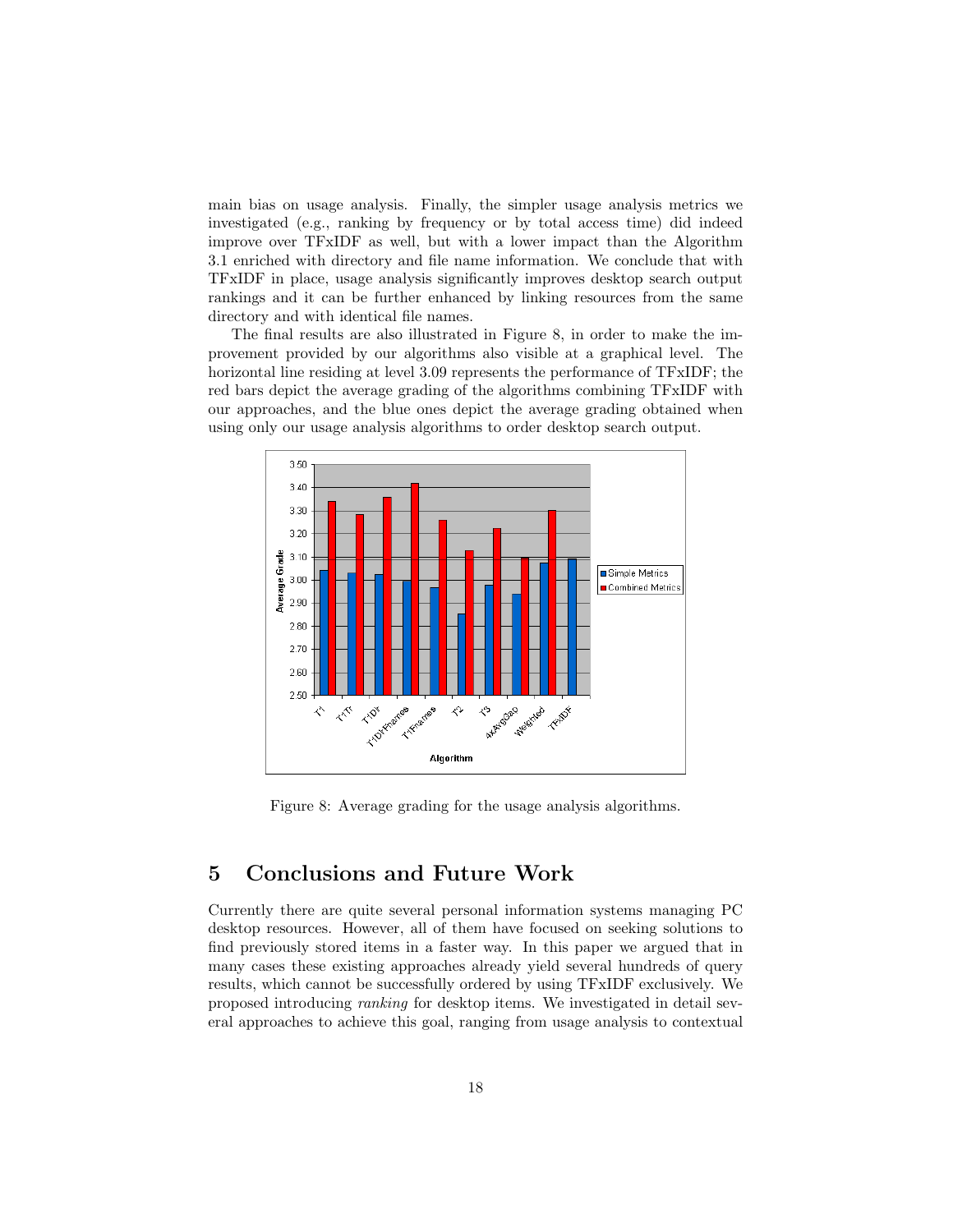main bias on usage analysis. Finally, the simpler usage analysis metrics we investigated (e.g., ranking by frequency or by total access time) did indeed improve over TFxIDF as well, but with a lower impact than the Algorithm 3.1 enriched with directory and file name information. We conclude that with TFxIDF in place, usage analysis significantly improves desktop search output rankings and it can be further enhanced by linking resources from the same directory and with identical file names.

The final results are also illustrated in Figure 8, in order to make the improvement provided by our algorithms also visible at a graphical level. The horizontal line residing at level 3.09 represents the performance of TFxIDF; the red bars depict the average grading of the algorithms combining TFxIDF with our approaches, and the blue ones depict the average grading obtained when using only our usage analysis algorithms to order desktop search output.

Figure 8: Average grading for the usage analysis algorithms.

## 5 Conclusions and Future Work

Currently there are quite several personal information systems managing PC desktop resources. However, all of them have focused on seeking solutions to find previously stored items in a faster way. In this paper we argued that in many cases these existing approaches already yield several hundreds of query results, which cannot be successfully ordered by using TFxIDF exclusively. We proposed introducing *ranking* for desktop items. We investigated in detail several approaches to achieve this goal, ranging from usage analysis to contextual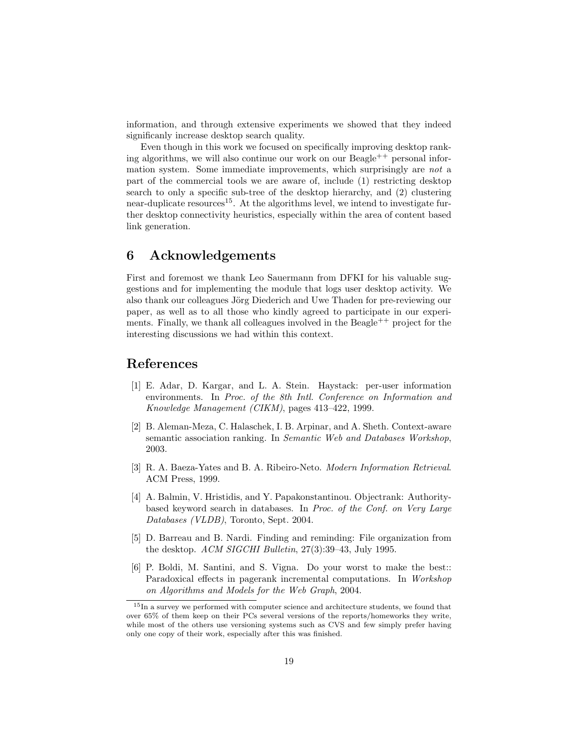information, and through extensive experiments we showed that they indeed significanly increase desktop search quality.

Even though in this work we focused on specifically improving desktop ranking algorithms, we will also continue our work on our Beagle$^{++}$ personal information system. Some immediate improvements, which surprisingly are *not* a part of the commercial tools we are aware of, include (1) restricting desktop search to only a specific sub-tree of the desktop hierarchy, and (2) clustering near-duplicate resources[15]. At the algorithms level, we intend to investigate further desktop connectivity heuristics, especially within the area of content based link generation.

## 6 Acknowledgements

First and foremost we thank Leo Sauermann from DFKI for his valuable suggestions and for implementing the module that logs user desktop activity. We also thank our colleagues Jörg Diederich and Uwe Thaden for pre-reviewing our paper, as well as to all those who kindly agreed to participate in our experiments. Finally, we thank all colleagues involved in the Beagle$^{++}$ project for the interesting discussions we had within this context.

## References

[1] E. Adar, D. Kargar, and L. A. Stein. Haystack: per-user information environments. In *Proc. of the 8th Intl. Conference on Information and Knowledge Management (CIKM)*, pages 413–422, 1999.

[2] B. Aleman-Meza, C. Halaschek, I. B. Arpinar, and A. Sheth. Context-aware semantic association ranking. In *Semantic Web and Databases Workshop*, 2003.

[3] R. A. Baeza-Yates and B. A. Ribeiro-Neto. *Modern Information Retrieval*. ACM Press, 1999.

[4] A. Balmin, V. Hristidis, and Y. Papakonstantinou. Objectrank: Authority-based keyword search in databases. In *Proc. of the Conf. on Very Large Databases (VLDB)*, Toronto, Sept. 2004.

[5] D. Barreau and B. Nardi. Finding and reminding: File organization from the desktop. *ACM SIGCHI Bulletin*, 27(3):39–43, July 1995.

[6] P. Boldi, M. Santini, and S. Vigna. Do your worst to make the best:: Paradoxical effects in pagerank incremental computations. In *Workshop on Algorithms and Models for the Web Graph*, 2004.

[15] In a survey we performed with computer science and architecture students, we found that over 65% of them keep on their PCs several versions of the reports/homeworks they write, while most of the others use versioning systems such as CVS and few simply prefer having only one copy of their work, especially after this was finished.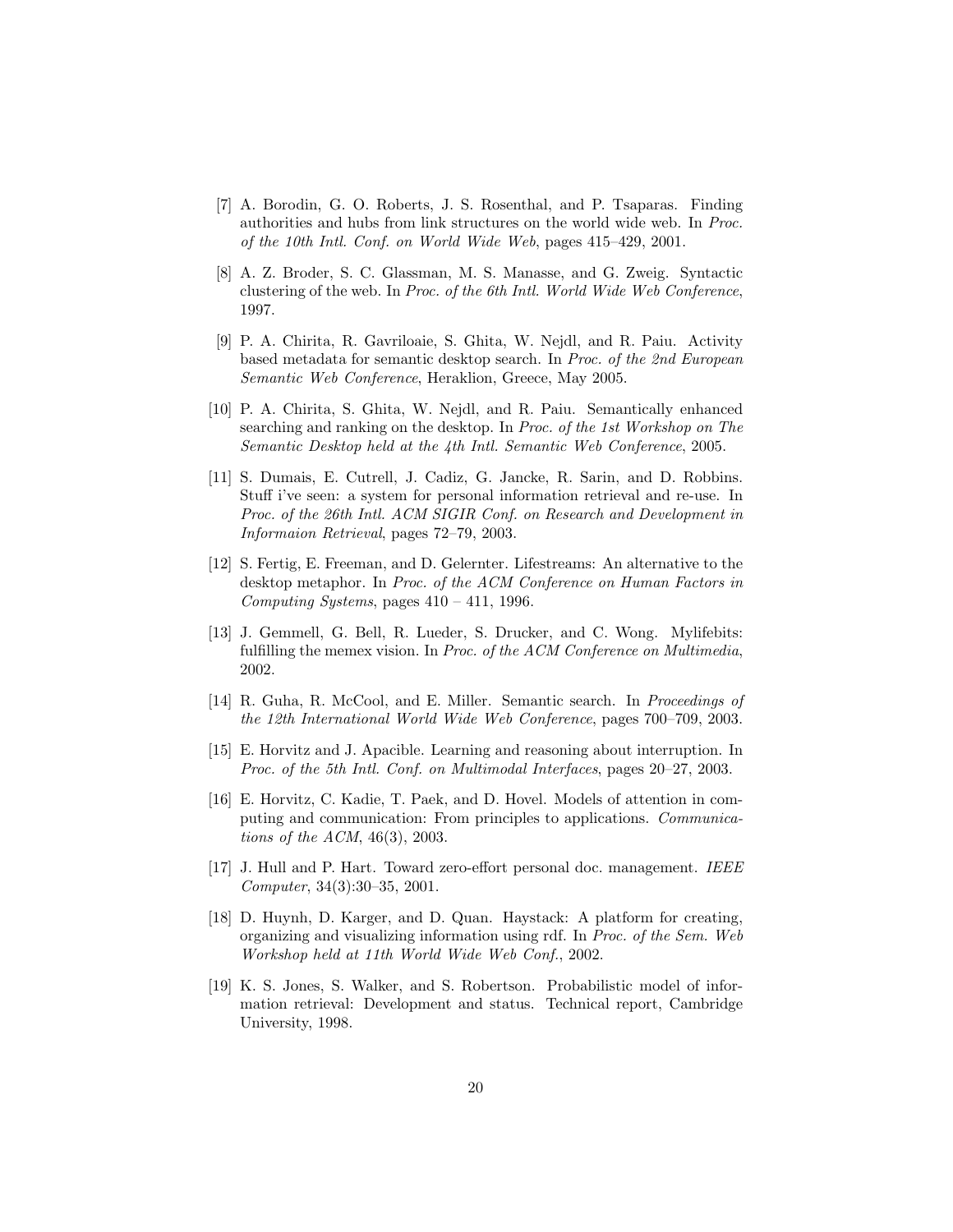[7] A. Borodin, G. O. Roberts, J. S. Rosenthal, and P. Tsaparas. Finding authorities and hubs from link structures on the world wide web. In *Proc. of the 10th Intl. Conf. on World Wide Web*, pages 415–429, 2001.

[8] A. Z. Broder, S. C. Glassman, M. S. Manasse, and G. Zweig. Syntactic clustering of the web. In *Proc. of the 6th Intl. World Wide Web Conference*, 1997.

[9] P. A. Chirita, R. Gavriloaie, S. Ghita, W. Nejdl, and R. Paiu. Activity based metadata for semantic desktop search. In *Proc. of the 2nd European Semantic Web Conference*, Heraklion, Greece, May 2005.

[10] P. A. Chirita, S. Ghita, W. Nejdl, and R. Paiu. Semantically enhanced searching and ranking on the desktop. In *Proc. of the 1st Workshop on The Semantic Desktop held at the 4th Intl. Semantic Web Conference*, 2005.

[11] S. Dumais, E. Cutrell, J. Cadiz, G. Jancke, R. Sarin, and D. Robbins. Stuff i've seen: a system for personal information retrieval and re-use. In *Proc. of the 26th Intl. ACM SIGIR Conf. on Research and Development in Informaion Retrieval*, pages 72–79, 2003.

[12] S. Fertig, E. Freeman, and D. Gelernter. Lifestreams: An alternative to the desktop metaphor. In *Proc. of the ACM Conference on Human Factors in Computing Systems*, pages 410 – 411, 1996.

[13] J. Gemmell, G. Bell, R. Lueder, S. Drucker, and C. Wong. Mylifebits: fulfilling the memex vision. In *Proc. of the ACM Conference on Multimedia*, 2002.

[14] R. Guha, R. McCool, and E. Miller. Semantic search. In *Proceedings of the 12th International World Wide Web Conference*, pages 700–709, 2003.

[15] E. Horvitz and J. Apacible. Learning and reasoning about interruption. In *Proc. of the 5th Intl. Conf. on Multimodal Interfaces*, pages 20–27, 2003.

[16] E. Horvitz, C. Kadie, T. Paek, and D. Hovel. Models of attention in computing and communication: From principles to applications. *Communications of the ACM*, 46(3), 2003.

[17] J. Hull and P. Hart. Toward zero-effort personal doc. management. *IEEE Computer*, 34(3):30–35, 2001.

[18] D. Huynh, D. Karger, and D. Quan. Haystack: A platform for creating, organizing and visualizing information using rdf. In *Proc. of the Sem. Web Workshop held at 11th World Wide Web Conf.*, 2002.

[19] K. S. Jones, S. Walker, and S. Robertson. Probabilistic model of information retrieval: Development and status. Technical report, Cambridge University, 1998.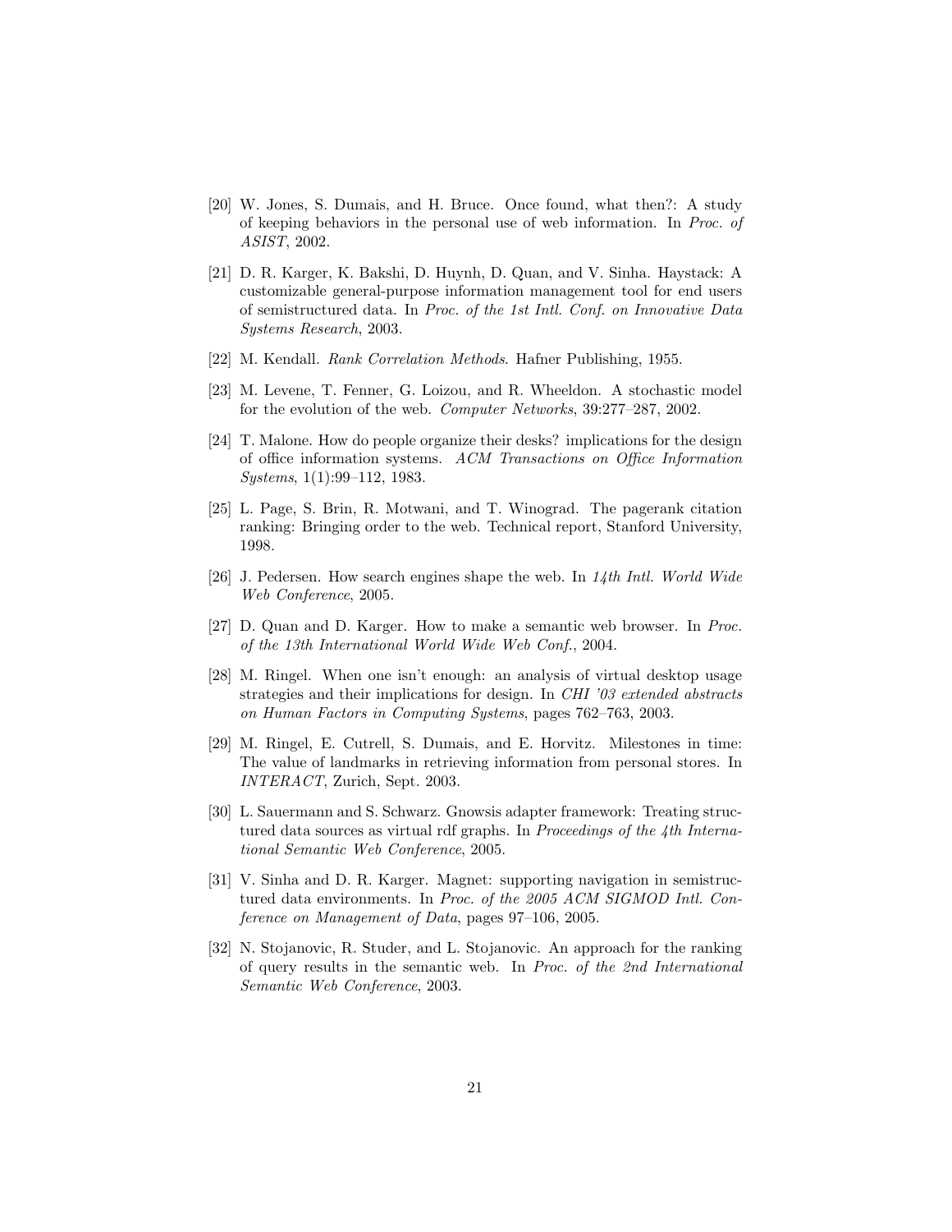[20] W. Jones, S. Dumais, and H. Bruce. Once found, what then?: A study of keeping behaviors in the personal use of web information. In *Proc. of ASIST*, 2002.

[21] D. R. Karger, K. Bakshi, D. Huynh, D. Quan, and V. Sinha. Haystack: A customizable general-purpose information management tool for end users of semistructured data. In *Proc. of the 1st Intl. Conf. on Innovative Data Systems Research*, 2003.

[22] M. Kendall. *Rank Correlation Methods*. Hafner Publishing, 1955.

[23] M. Levene, T. Fenner, G. Loizou, and R. Wheeldon. A stochastic model for the evolution of the web. *Computer Networks*, 39:277–287, 2002.

[24] T. Malone. How do people organize their desks? implications for the design of office information systems. *ACM Transactions on Office Information Systems*, 1(1):99–112, 1983.

[25] L. Page, S. Brin, R. Motwani, and T. Winograd. The pagerank citation ranking: Bringing order to the web. Technical report, Stanford University, 1998.

[26] J. Pedersen. How search engines shape the web. In *14th Intl. World Wide Web Conference*, 2005.

[27] D. Quan and D. Karger. How to make a semantic web browser. In *Proc. of the 13th International World Wide Web Conf.*, 2004.

[28] M. Ringel. When one isn't enough: an analysis of virtual desktop usage strategies and their implications for design. In *CHI '03 extended abstracts on Human Factors in Computing Systems*, pages 762–763, 2003.

[29] M. Ringel, E. Cutrell, S. Dumais, and E. Horvitz. Milestones in time: The value of landmarks in retrieving information from personal stores. In *INTERACT*, Zurich, Sept. 2003.

[30] L. Sauermann and S. Schwarz. Gnowsis adapter framework: Treating structured data sources as virtual rdf graphs. In *Proceedings of the 4th International Semantic Web Conference*, 2005.

[31] V. Sinha and D. R. Karger. Magnet: supporting navigation in semistructured data environments. In *Proc. of the 2005 ACM SIGMOD Intl. Conference on Management of Data*, pages 97–106, 2005.

[32] N. Stojanovic, R. Studer, and L. Stojanovic. An approach for the ranking of query results in the semantic web. In *Proc. of the 2nd International Semantic Web Conference*, 2003.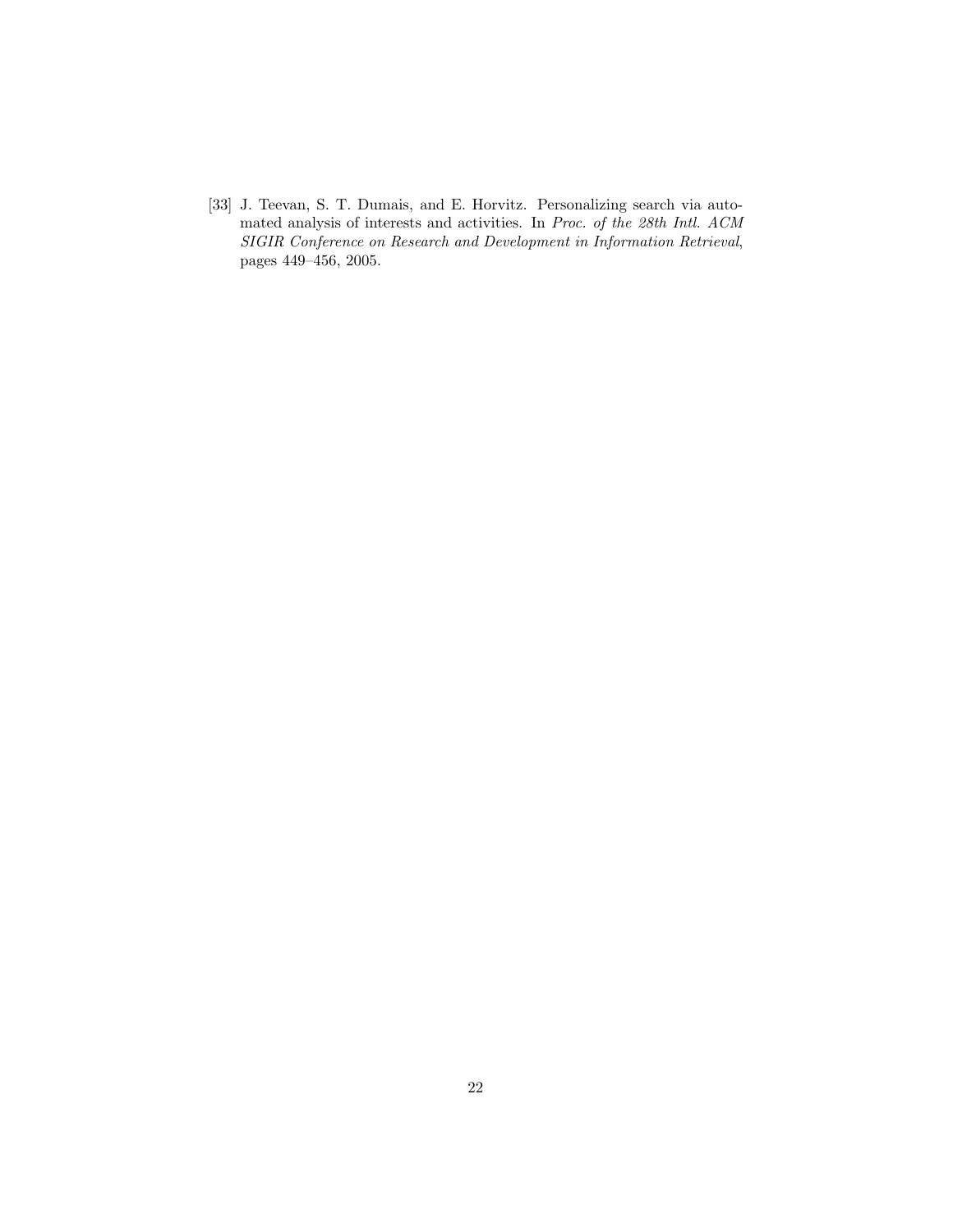[33] J. Teevan, S. T. Dumais, and E. Horvitz. Personalizing search via automated analysis of interests and activities. In *Proc. of the 28th Intl. ACM SIGIR Conference on Research and Development in Information Retrieval*, pages 449–456, 2005.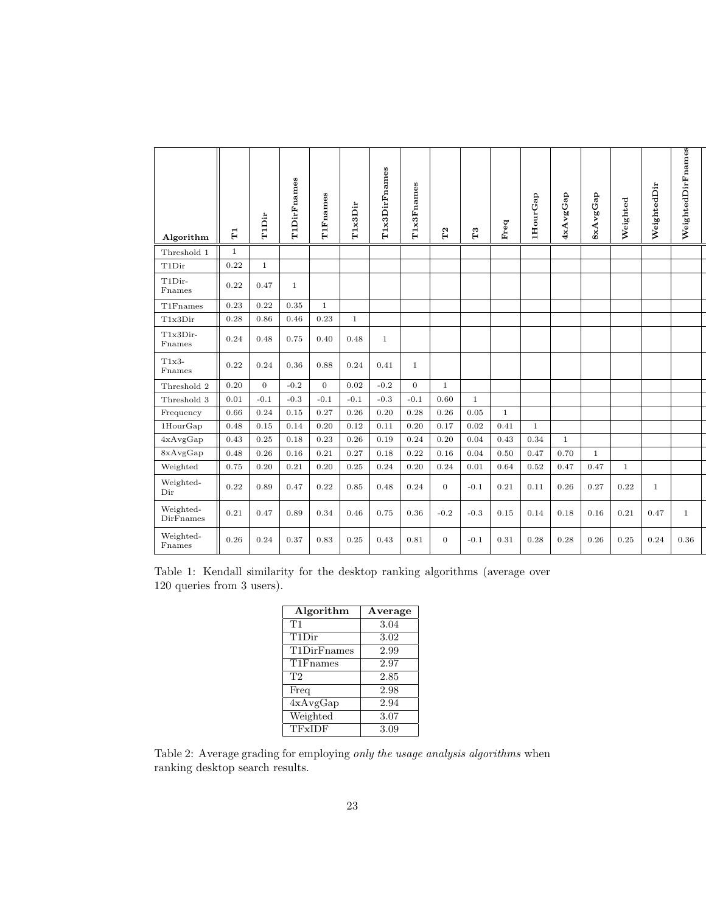| Algorithm | T1 | T1Dir | T1DirFnames | T1Fnames | T1x3Dir | T1x3DirFnames | T1x3Fnames | T2 | T3 | Freq | 1HourGap | 4xAvgGap | 8xAvgGap | Weighted | WeightedDir | WeightedDirFnames |
|---|---|---|---|---|---|---|---|---|---|---|---|---|---|---|---|---|
| Threshold 1 | 1 | | | | | | | | | | | | | | | |
| T1Dir | 0.22 | 1 | | | | | | | | | | | | | | |
| T1Dir-Fnames | 0.22 | 0.47 | 1 | | | | | | | | | | | | | |
| T1Fnames | 0.23 | 0.22 | 0.35 | 1 | | | | | | | | | | | | |
| T1x3Dir | 0.28 | 0.86 | 0.46 | 0.23 | 1 | | | | | | | | | | | |
| T1x3Dir-Fnames | 0.24 | 0.48 | 0.75 | 0.40 | 0.48 | 1 | | | | | | | | | | |
| T1x3-Fnames | 0.22 | 0.24 | 0.36 | 0.88 | 0.24 | 0.41 | 1 | | | | | | | | | |
| Threshold 2 | 0.20 | 0 | -0.2 | 0 | 0.02 | -0.2 | 0 | 1 | | | | | | | | |
| Threshold 3 | 0.01 | -0.1 | -0.3 | -0.1 | -0.1 | -0.3 | -0.1 | 0.60 | 1 | | | | | | | |
| Frequency | 0.66 | 0.24 | 0.15 | 0.27 | 0.26 | 0.20 | 0.28 | 0.26 | 0.05 | 1 | | | | | | |
| 1HourGap | 0.48 | 0.15 | 0.14 | 0.20 | 0.12 | 0.11 | 0.20 | 0.17 | 0.02 | 0.41 | 1 | | | | | |
| 4xAvgGap | 0.43 | 0.25 | 0.18 | 0.23 | 0.26 | 0.19 | 0.24 | 0.20 | 0.04 | 0.43 | 0.34 | 1 | | | | |
| 8xAvgGap | 0.48 | 0.26 | 0.16 | 0.21 | 0.27 | 0.18 | 0.22 | 0.16 | 0.04 | 0.50 | 0.47 | 0.70 | 1 | | | |
| Weighted | 0.75 | 0.20 | 0.21 | 0.20 | 0.25 | 0.24 | 0.20 | 0.24 | 0.01 | 0.64 | 0.52 | 0.47 | 0.47 | 1 | | |
| Weighted-Dir | 0.22 | 0.89 | 0.47 | 0.22 | 0.85 | 0.48 | 0.24 | 0 | -0.1 | 0.21 | 0.11 | 0.26 | 0.27 | 0.22 | 1 | |
| Weighted-DirFnames | 0.21 | 0.47 | 0.89 | 0.34 | 0.46 | 0.75 | 0.36 | -0.2 | -0.3 | 0.15 | 0.14 | 0.18 | 0.16 | 0.21 | 0.47 | 1 |
| Weighted-Fnames | 0.26 | 0.24 | 0.37 | 0.83 | 0.25 | 0.43 | 0.81 | 0 | -0.1 | 0.31 | 0.28 | 0.28 | 0.26 | 0.25 | 0.24 | 0.36 |

Table 1: Kendall similarity for the desktop ranking algorithms (average over 120 queries from 3 users).

| Algorithm | Average |
|---|---|
| T1 | 3.04 |
| T1Dir | 3.02 |
| T1DirFnames | 2.99 |
| T1Fnames | 2.97 |
| T2 | 2.85 |
| Freq | 2.98 |
| 4xAvgGap | 2.94 |
| Weighted | 3.07 |
| TFxIDF | 3.09 |

Table 2: Average grading for employing *only the usage analysis algorithms* when ranking desktop search results.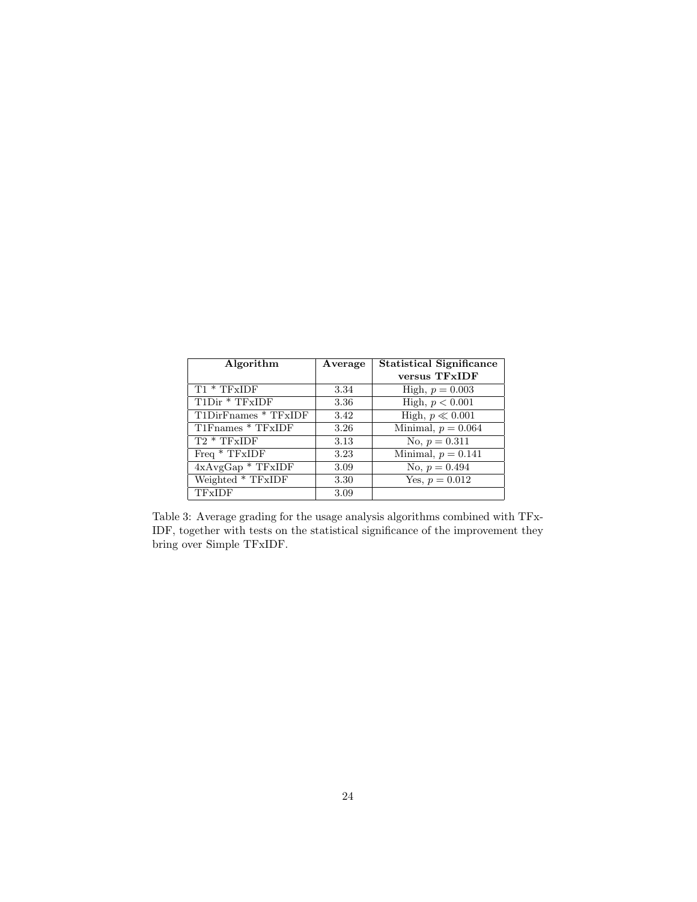| **Algorithm** | **Average** | **Statistical Significance versus TFxIDF** |
|---|---|---|
| T1 * TFxIDF | 3.34 | High, $p = 0.003$ |
| T1Dir * TFxIDF | 3.36 | High, $p < 0.001$ |
| T1DirFnames * TFxIDF | 3.42 | High, $p \ll 0.001$ |
| T1Fnames * TFxIDF | 3.26 | Minimal, $p = 0.064$ |
| T2 * TFxIDF | 3.13 | No, $p = 0.311$ |
| Freq * TFxIDF | 3.23 | Minimal, $p = 0.141$ |
| 4xAvgGap * TFxIDF | 3.09 | No, $p = 0.494$ |
| Weighted * TFxIDF | 3.30 | Yes, $p = 0.012$ |
| TFxIDF | 3.09 | |

Table 3: Average grading for the usage analysis algorithms combined with TFxIDF, together with tests on the statistical significance of the improvement they bring over Simple TFxIDF.